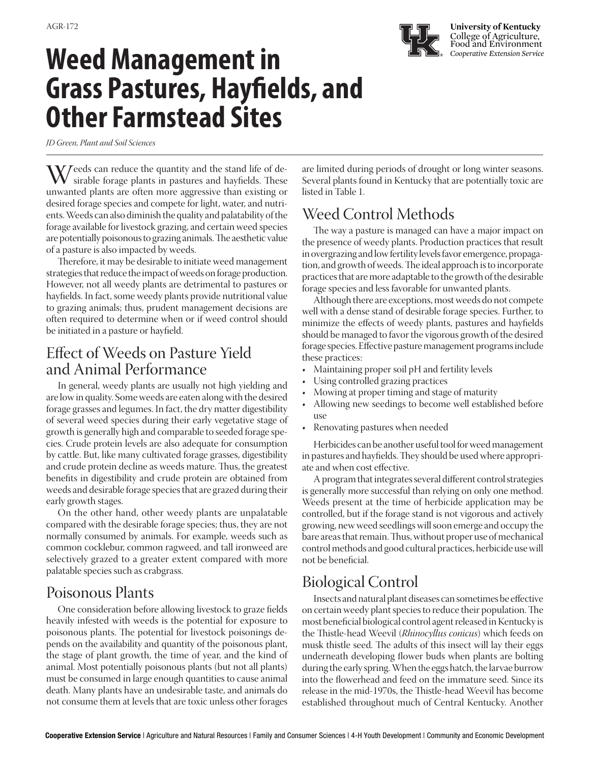AGR-172

University of Kentucky
College of Agriculture, Food and Environment
*Cooperative Extension Service*

# Weed Management in Grass Pastures, Hayfields, and Other Farmstead Sites

*JD Green, Plant and Soil Sciences*

Weeds can reduce the quantity and the stand life of desirable forage plants in pastures and hayfields. These unwanted plants are often more aggressive than existing or desired forage species and compete for light, water, and nutrients. Weeds can also diminish the quality and palatability of the forage available for livestock grazing, and certain weed species are potentially poisonous to grazing animals. The aesthetic value of a pasture is also impacted by weeds.

Therefore, it may be desirable to initiate weed management strategies that reduce the impact of weeds on forage production. However, not all weedy plants are detrimental to pastures or hayfields. In fact, some weedy plants provide nutritional value to grazing animals; thus, prudent management decisions are often required to determine when or if weed control should be initiated in a pasture or hayfield.

## Effect of Weeds on Pasture Yield and Animal Performance

In general, weedy plants are usually not high yielding and are low in quality. Some weeds are eaten along with the desired forage grasses and legumes. In fact, the dry matter digestibility of several weed species during their early vegetative stage of growth is generally high and comparable to seeded forage species. Crude protein levels are also adequate for consumption by cattle. But, like many cultivated forage grasses, digestibility and crude protein decline as weeds mature. Thus, the greatest benefits in digestibility and crude protein are obtained from weeds and desirable forage species that are grazed during their early growth stages.

On the other hand, other weedy plants are unpalatable compared with the desirable forage species; thus, they are not normally consumed by animals. For example, weeds such as common cocklebur, common ragweed, and tall ironweed are selectively grazed to a greater extent compared with more palatable species such as crabgrass.

## Poisonous Plants

One consideration before allowing livestock to graze fields heavily infested with weeds is the potential for exposure to poisonous plants. The potential for livestock poisonings depends on the availability and quantity of the poisonous plant, the stage of plant growth, the time of year, and the kind of animal. Most potentially poisonous plants (but not all plants) must be consumed in large enough quantities to cause animal death. Many plants have an undesirable taste, and animals do not consume them at levels that are toxic unless other forages are limited during periods of drought or long winter seasons. Several plants found in Kentucky that are potentially toxic are listed in Table 1.

## Weed Control Methods

The way a pasture is managed can have a major impact on the presence of weedy plants. Production practices that result in overgrazing and low fertility levels favor emergence, propagation, and growth of weeds. The ideal approach is to incorporate practices that are more adaptable to the growth of the desirable forage species and less favorable for unwanted plants.

Although there are exceptions, most weeds do not compete well with a dense stand of desirable forage species. Further, to minimize the effects of weedy plants, pastures and hayfields should be managed to favor the vigorous growth of the desired forage species. Effective pasture management programs include these practices:

- Maintaining proper soil pH and fertility levels
- Using controlled grazing practices
- Mowing at proper timing and stage of maturity
- Allowing new seedings to become well established before use
- Renovating pastures when needed

Herbicides can be another useful tool for weed management in pastures and hayfields. They should be used where appropriate and when cost effective.

A program that integrates several different control strategies is generally more successful than relying on only one method. Weeds present at the time of herbicide application may be controlled, but if the forage stand is not vigorous and actively growing, new weed seedlings will soon emerge and occupy the bare areas that remain. Thus, without proper use of mechanical control methods and good cultural practices, herbicide use will not be beneficial.

## Biological Control

Insects and natural plant diseases can sometimes be effective on certain weedy plant species to reduce their population. The most beneficial biological control agent released in Kentucky is the Thistle-head Weevil (*Rhinocyllus conicus*) which feeds on musk thistle seed. The adults of this insect will lay their eggs underneath developing flower buds when plants are bolting during the early spring. When the eggs hatch, the larvae burrow into the flowerhead and feed on the immature seed. Since its release in the mid-1970s, the Thistle-head Weevil has become established throughout much of Central Kentucky. Another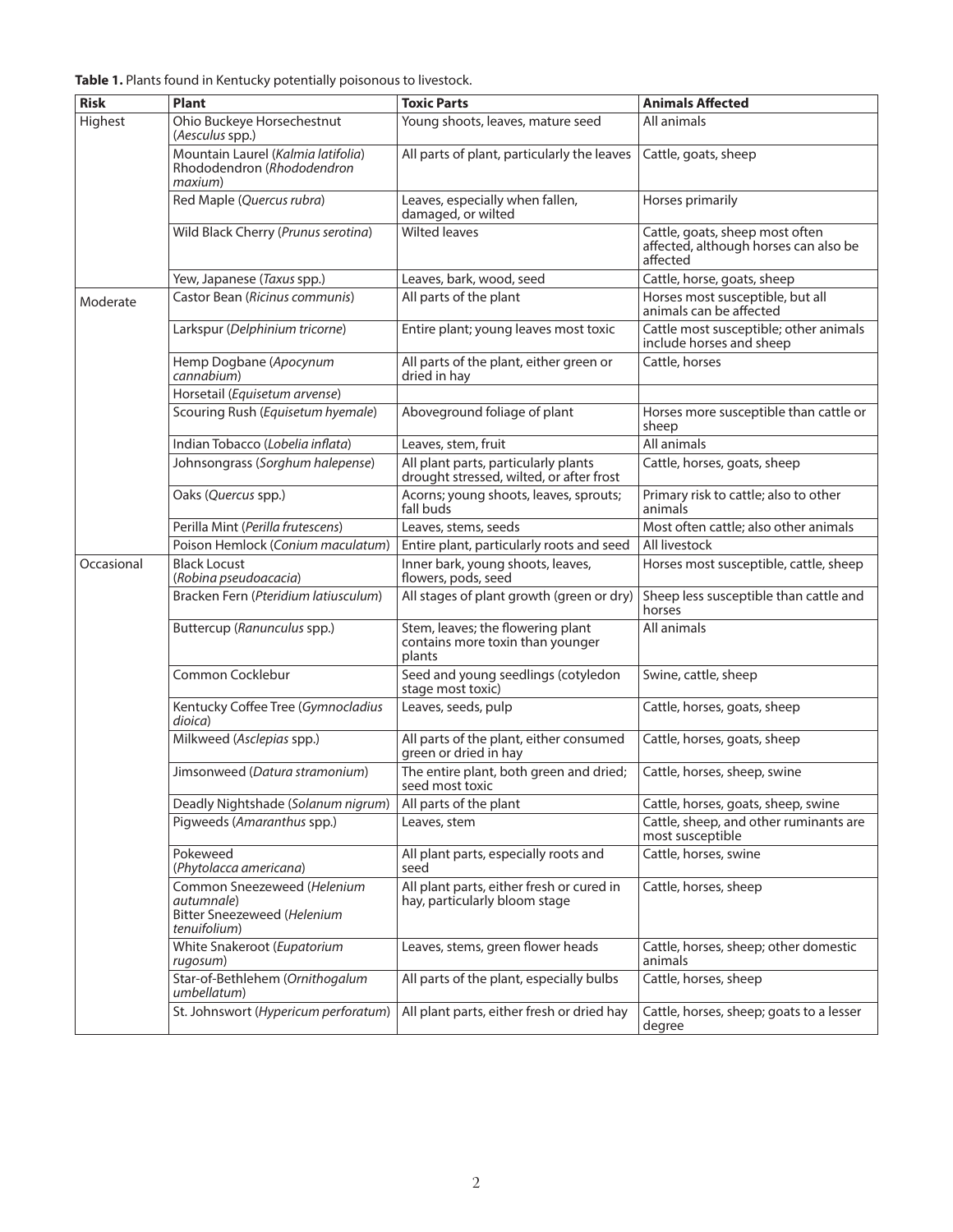**Table 1.** Plants found in Kentucky potentially poisonous to livestock.

| Risk | Plant | Toxic Parts | Animals Affected |
|---|---|---|---|
| Highest | Ohio Buckeye Horsechestnut (*Aesculus* spp.) | Young shoots, leaves, mature seed | All animals |
| | Mountain Laurel (*Kalmia latifolia*) Rhododendron (*Rhododendron maxium*) | All parts of plant, particularly the leaves | Cattle, goats, sheep |
| | Red Maple (*Quercus rubra*) | Leaves, especially when fallen, damaged, or wilted | Horses primarily |
| | Wild Black Cherry (*Prunus serotina*) | Wilted leaves | Cattle, goats, sheep most often affected, although horses can also be affected |
| | Yew, Japanese (*Taxus* spp.) | Leaves, bark, wood, seed | Cattle, horse, goats, sheep |
| Moderate | Castor Bean (*Ricinus communis*) | All parts of the plant | Horses most susceptible, but all animals can be affected |
| | Larkspur (*Delphinium tricorne*) | Entire plant; young leaves most toxic | Cattle most susceptible; other animals include horses and sheep |
| | Hemp Dogbane (*Apocynum cannabium*) | All parts of the plant, either green or dried in hay | Cattle, horses |
| | Horsetail (*Equisetum arvense*) | | |
| | Scouring Rush (*Equisetum hyemale*) | Aboveground foliage of plant | Horses more susceptible than cattle or sheep |
| | Indian Tobacco (*Lobelia inflata*) | Leaves, stem, fruit | All animals |
| | Johnsongrass (*Sorghum halepense*) | All plant parts, particularly plants drought stressed, wilted, or after frost | Cattle, horses, goats, sheep |
| | Oaks (*Quercus* spp.) | Acorns; young shoots, leaves, sprouts; fall buds | Primary risk to cattle; also to other animals |
| | Perilla Mint (*Perilla frutescens*) | Leaves, stems, seeds | Most often cattle; also other animals |
| | Poison Hemlock (*Conium maculatum*) | Entire plant, particularly roots and seed | All livestock |
| Occasional | Black Locust (*Robina pseudoacacia*) | Inner bark, young shoots, leaves, flowers, pods, seed | Horses most susceptible, cattle, sheep |
| | Bracken Fern (*Pteridium latiusculum*) | All stages of plant growth (green or dry) | Sheep less susceptible than cattle and horses |
| | Buttercup (*Ranunculus* spp.) | Stem, leaves; the flowering plant contains more toxin than younger plants | All animals |
| | Common Cocklebur | Seed and young seedlings (cotyledon stage most toxic) | Swine, cattle, sheep |
| | Kentucky Coffee Tree (*Gymnocladius dioica*) | Leaves, seeds, pulp | Cattle, horses, goats, sheep |
| | Milkweed (*Asclepias* spp.) | All parts of the plant, either consumed green or dried in hay | Cattle, horses, goats, sheep |
| | Jimsonweed (*Datura stramonium*) | The entire plant, both green and dried; seed most toxic | Cattle, horses, sheep, swine |
| | Deadly Nightshade (*Solanum nigrum*) | All parts of the plant | Cattle, horses, goats, sheep, swine |
| | Pigweeds (*Amaranthus* spp.) | Leaves, stem | Cattle, sheep, and other ruminants are most susceptible |
| | Pokeweed (*Phytolacca americana*) | All plant parts, especially roots and seed | Cattle, horses, swine |
| | Common Sneezeweed (*Helenium autumnale*) Bitter Sneezeweed (*Helenium tenuifolium*) | All plant parts, either fresh or cured in hay, particularly bloom stage | Cattle, horses, sheep |
| | White Snakeroot (*Eupatorium rugosum*) | Leaves, stems, green flower heads | Cattle, horses, sheep; other domestic animals |
| | Star-of-Bethlehem (*Ornithogalum umbellatum*) | All parts of the plant, especially bulbs | Cattle, horses, sheep |
| | St. Johnswort (*Hypericum perforatum*) | All plant parts, either fresh or dried hay | Cattle, horses, sheep; goats to a lesser degree |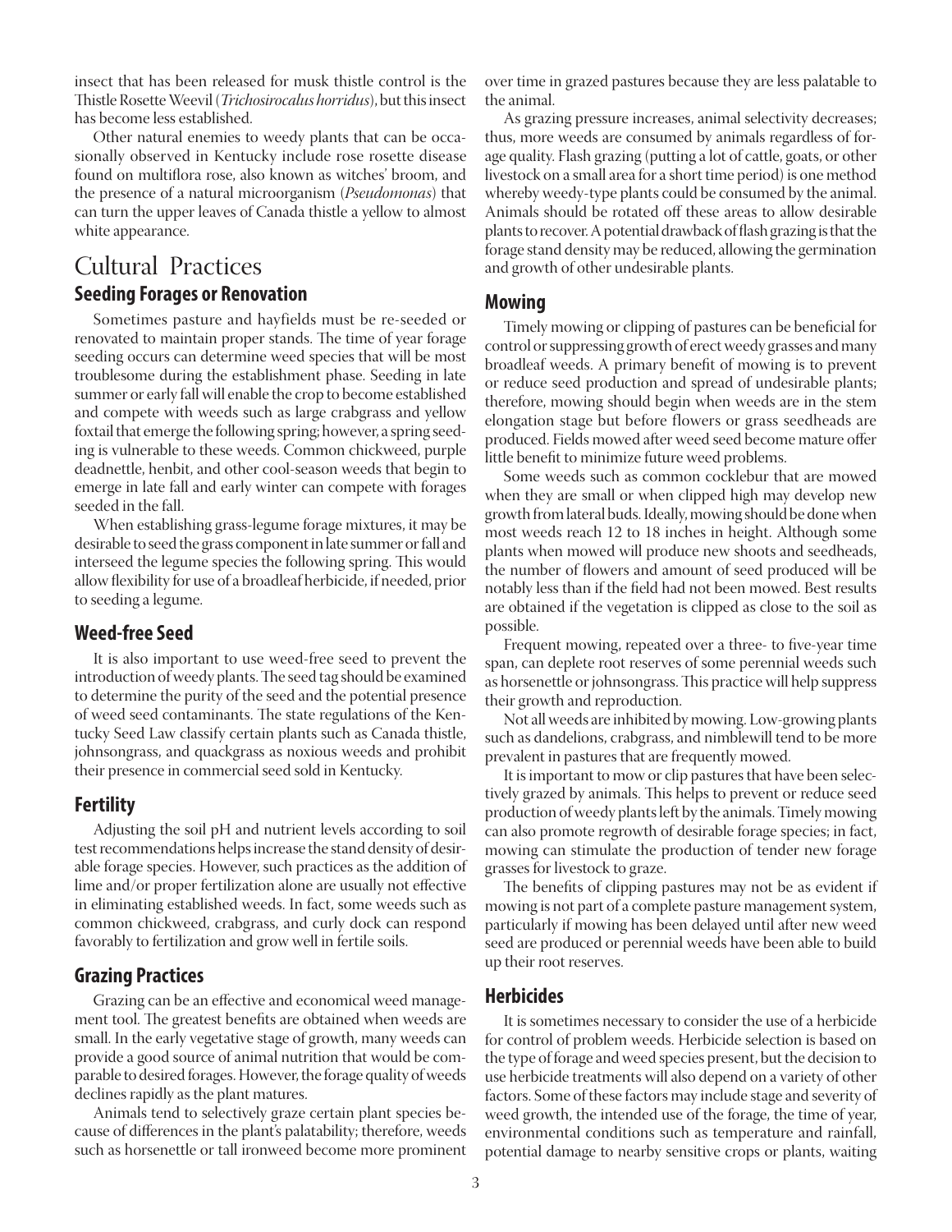insect that has been released for musk thistle control is the Thistle Rosette Weevil (*Trichosirocalus horridus*), but this insect has become less established.

Other natural enemies to weedy plants that can be occasionally observed in Kentucky include rose rosette disease found on multiflora rose, also known as witches' broom, and the presence of a natural microorganism (*Pseudomonas*) that can turn the upper leaves of Canada thistle a yellow to almost white appearance.

# Cultural Practices

## Seeding Forages or Renovation

Sometimes pasture and hayfields must be re-seeded or renovated to maintain proper stands. The time of year forage seeding occurs can determine weed species that will be most troublesome during the establishment phase. Seeding in late summer or early fall will enable the crop to become established and compete with weeds such as large crabgrass and yellow foxtail that emerge the following spring; however, a spring seeding is vulnerable to these weeds. Common chickweed, purple deadnettle, henbit, and other cool-season weeds that begin to emerge in late fall and early winter can compete with forages seeded in the fall.

When establishing grass-legume forage mixtures, it may be desirable to seed the grass component in late summer or fall and interseed the legume species the following spring. This would allow flexibility for use of a broadleaf herbicide, if needed, prior to seeding a legume.

## Weed-free Seed

It is also important to use weed-free seed to prevent the introduction of weedy plants. The seed tag should be examined to determine the purity of the seed and the potential presence of weed seed contaminants. The state regulations of the Kentucky Seed Law classify certain plants such as Canada thistle, johnsongrass, and quackgrass as noxious weeds and prohibit their presence in commercial seed sold in Kentucky.

## Fertility

Adjusting the soil pH and nutrient levels according to soil test recommendations helps increase the stand density of desirable forage species. However, such practices as the addition of lime and/or proper fertilization alone are usually not effective in eliminating established weeds. In fact, some weeds such as common chickweed, crabgrass, and curly dock can respond favorably to fertilization and grow well in fertile soils.

## Grazing Practices

Grazing can be an effective and economical weed management tool. The greatest benefits are obtained when weeds are small. In the early vegetative stage of growth, many weeds can provide a good source of animal nutrition that would be comparable to desired forages. However, the forage quality of weeds declines rapidly as the plant matures.

Animals tend to selectively graze certain plant species because of differences in the plant's palatability; therefore, weeds such as horsenettle or tall ironweed become more prominent over time in grazed pastures because they are less palatable to the animal.

As grazing pressure increases, animal selectivity decreases; thus, more weeds are consumed by animals regardless of forage quality. Flash grazing (putting a lot of cattle, goats, or other livestock on a small area for a short time period) is one method whereby weedy-type plants could be consumed by the animal. Animals should be rotated off these areas to allow desirable plants to recover. A potential drawback of flash grazing is that the forage stand density may be reduced, allowing the germination and growth of other undesirable plants.

## Mowing

Timely mowing or clipping of pastures can be beneficial for control or suppressing growth of erect weedy grasses and many broadleaf weeds. A primary benefit of mowing is to prevent or reduce seed production and spread of undesirable plants; therefore, mowing should begin when weeds are in the stem elongation stage but before flowers or grass seedheads are produced. Fields mowed after weed seed become mature offer little benefit to minimize future weed problems.

Some weeds such as common cocklebur that are mowed when they are small or when clipped high may develop new growth from lateral buds. Ideally, mowing should be done when most weeds reach 12 to 18 inches in height. Although some plants when mowed will produce new shoots and seedheads, the number of flowers and amount of seed produced will be notably less than if the field had not been mowed. Best results are obtained if the vegetation is clipped as close to the soil as possible.

Frequent mowing, repeated over a three- to five-year time span, can deplete root reserves of some perennial weeds such as horsenettle or johnsongrass. This practice will help suppress their growth and reproduction.

Not all weeds are inhibited by mowing. Low-growing plants such as dandelions, crabgrass, and nimblewill tend to be more prevalent in pastures that are frequently mowed.

It is important to mow or clip pastures that have been selectively grazed by animals. This helps to prevent or reduce seed production of weedy plants left by the animals. Timely mowing can also promote regrowth of desirable forage species; in fact, mowing can stimulate the production of tender new forage grasses for livestock to graze.

The benefits of clipping pastures may not be as evident if mowing is not part of a complete pasture management system, particularly if mowing has been delayed until after new weed seed are produced or perennial weeds have been able to build up their root reserves.

## Herbicides

It is sometimes necessary to consider the use of a herbicide for control of problem weeds. Herbicide selection is based on the type of forage and weed species present, but the decision to use herbicide treatments will also depend on a variety of other factors. Some of these factors may include stage and severity of weed growth, the intended use of the forage, the time of year, environmental conditions such as temperature and rainfall, potential damage to nearby sensitive crops or plants, waiting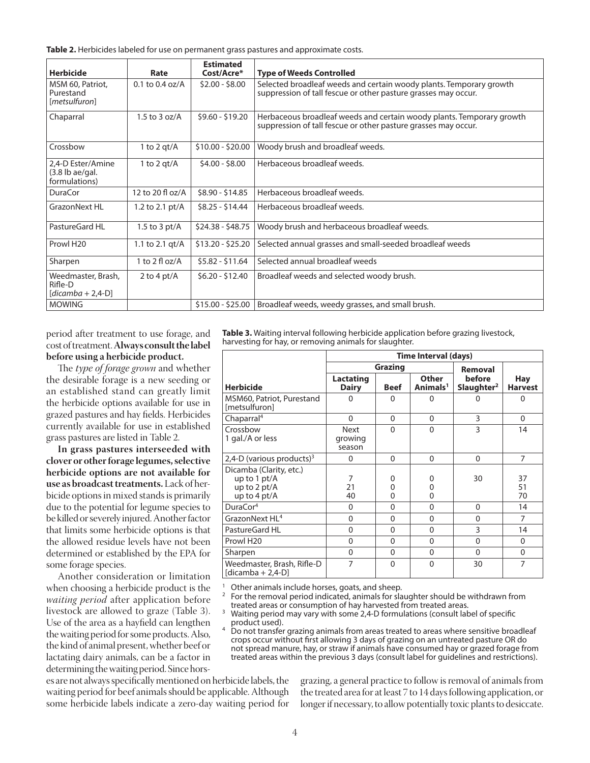**Table 2.** Herbicides labeled for use on permanent grass pastures and approximate costs.

| Herbicide | Rate | Estimated Cost/Acre* | Type of Weeds Controlled |
|---|---|---|---|
| MSM 60, Patriot, Purestand [*metsulfuron*] | 0.1 to 0.4 oz/A | $2.00 - $8.00 | Selected broadleaf weeds and certain woody plants. Temporary growth suppression of tall fescue or other pasture grasses may occur. |
| Chaparral | 1.5 to 3 oz/A | $9.60 - $19.20 | Herbaceous broadleaf weeds and certain woody plants. Temporary growth suppression of tall fescue or other pasture grasses may occur. |
| Crossbow | 1 to 2 qt/A | $10.00 - $20.00 | Woody brush and broadleaf weeds. |
| 2,4-D Ester/Amine (3.8 lb ae/gal. formulations) | 1 to 2 qt/A | $4.00 - $8.00 | Herbaceous broadleaf weeds. |
| DuraCor | 12 to 20 fl oz/A | $8.90 - $14.85 | Herbaceous broadleaf weeds. |
| GrazonNext HL | 1.2 to 2.1 pt/A | $8.25 - $14.44 | Herbaceous broadleaf weeds. |
| PastureGard HL | 1.5 to 3 pt/A | $24.38 - $48.75 | Woody brush and herbaceous broadleaf weeds. |
| Prowl H20 | 1.1 to 2.1 qt/A | $13.20 - $25.20 | Selected annual grasses and small-seeded broadleaf weeds |
| Sharpen | 1 to 2 fl oz/A | $5.82 - $11.64 | Selected annual broadleaf weeds |
| Weedmaster, Brash, Rifle-D [*dicamba* + 2,4-D] | 2 to 4 pt/A | $6.20 - $12.40 | Broadleaf weeds and selected woody brush. |
| MOWING | | $15.00 - $25.00 | Broadleaf weeds, weedy grasses, and small brush. |

period after treatment to use forage, and cost of treatment. **Always consult the label before using a herbicide product.**

The *type of forage grown* and whether the desirable forage is a new seeding or an established stand can greatly limit the herbicide options available for use in grazed pastures and hay fields. Herbicides currently available for use in established grass pastures are listed in Table 2.

**In grass pastures interseeded with clover or other forage legumes, selective herbicide options are not available for use as broadcast treatments.** Lack of herbicide options in mixed stands is primarily due to the potential for legume species to be killed or severely injured. Another factor that limits some herbicide options is that the allowed residue levels have not been determined or established by the EPA for some forage species.

Another consideration or limitation when choosing a herbicide product is the *waiting period* after application before livestock are allowed to graze (Table 3). Use of the area as a hayfield can lengthen the waiting period for some products. Also, the kind of animal present, whether beef or lactating dairy animals, can be a factor in determining the waiting period. Since horses are not always specifically mentioned on herbicide labels, the waiting period for beef animals should be applicable. Although some herbicide labels indicate a zero-day waiting period for grazing, a general practice to follow is removal of animals from the treated area for at least 7 to 14 days following application, or longer if necessary, to allow potentially toxic plants to desiccate.

**Table 3.** Waiting interval following herbicide application before grazing livestock, harvesting for hay, or removing animals for slaughter.

| | Time Interval (days) | | | | |
|---|---|---|---|---|---|
| | Grazing | | | Removal before Slaughter[2] | Hay Harvest |
| Herbicide | Lactating Dairy | Beef | Other Animals[1] | | |
| MSM60, Patriot, Purestand [metsulfuron] | 0 | 0 | 0 | 0 | 0 |
| Chaparral[4] | 0 | 0 | 0 | 3 | 0 |
| Crossbow 1 gal./A or less | Next growing season | 0 | 0 | 3 | 14 |
| 2,4-D (various products)[3] | 0 | 0 | 0 | 0 | 7 |
| Dicamba (Clarity, etc.) up to 1 pt/A | 7 | 0 | 0 | 30 | 37 |
| up to 2 pt/A | 21 | 0 | 0 | | 51 |
| up to 4 pt/A | 40 | 0 | 0 | | 70 |
| DuraCor[4] | 0 | 0 | 0 | 0 | 14 |
| GrazonNext HL[4] | 0 | 0 | 0 | 0 | 7 |
| PastureGard HL | 0 | 0 | 0 | 3 | 14 |
| Prowl H20 | 0 | 0 | 0 | 0 | 0 |
| Sharpen | 0 | 0 | 0 | 0 | 0 |
| Weedmaster, Brash, Rifle-D [dicamba + 2,4-D] | 7 | 0 | 0 | 30 | 7 |

[1] Other animals include horses, goats, and sheep.

[2] For the removal period indicated, animals for slaughter should be withdrawn from treated areas or consumption of hay harvested from treated areas.

[3] Waiting period may vary with some 2,4-D formulations (consult label of specific product used).

[4] Do not transfer grazing animals from areas treated to areas where sensitive broadleaf crops occur without first allowing 3 days of grazing on an untreated pasture OR do not spread manure, hay, or straw if animals have consumed hay or grazed forage from treated areas within the previous 3 days (consult label for guidelines and restrictions).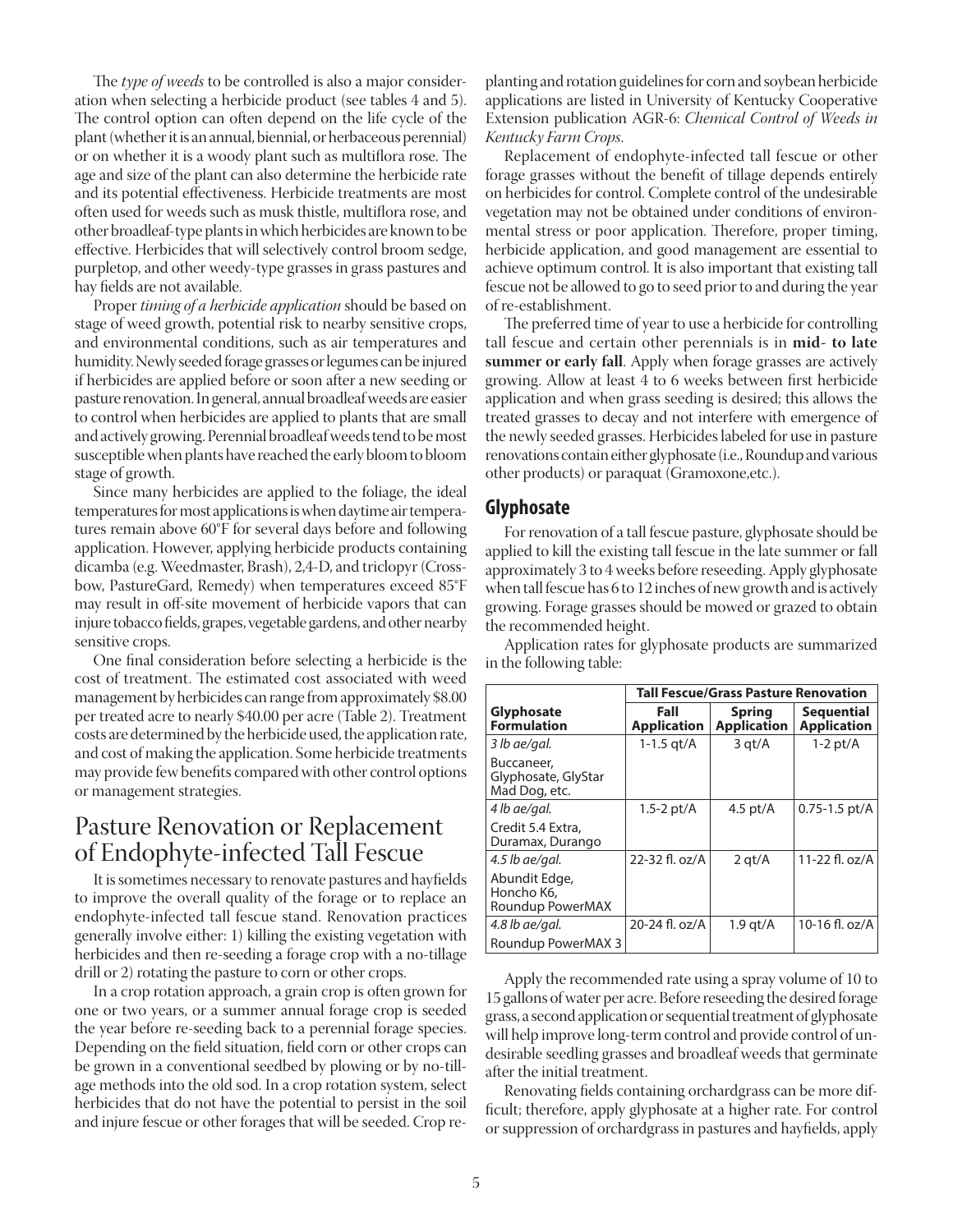The *type of weeds* to be controlled is also a major consideration when selecting a herbicide product (see tables 4 and 5). The control option can often depend on the life cycle of the plant (whether it is an annual, biennial, or herbaceous perennial) or on whether it is a woody plant such as multiflora rose. The age and size of the plant can also determine the herbicide rate and its potential effectiveness. Herbicide treatments are most often used for weeds such as musk thistle, multiflora rose, and other broadleaf-type plants in which herbicides are known to be effective. Herbicides that will selectively control broom sedge, purpletop, and other weedy-type grasses in grass pastures and hay fields are not available.

Proper *timing of a herbicide application* should be based on stage of weed growth, potential risk to nearby sensitive crops, and environmental conditions, such as air temperatures and humidity. Newly seeded forage grasses or legumes can be injured if herbicides are applied before or soon after a new seeding or pasture renovation. In general, annual broadleaf weeds are easier to control when herbicides are applied to plants that are small and actively growing. Perennial broadleaf weeds tend to be most susceptible when plants have reached the early bloom to bloom stage of growth.

Since many herbicides are applied to the foliage, the ideal temperatures for most applications is when daytime air temperatures remain above 60°F for several days before and following application. However, applying herbicide products containing dicamba (e.g. Weedmaster, Brash), 2,4-D, and triclopyr (Crossbow, PastureGard, Remedy) when temperatures exceed 85°F may result in off-site movement of herbicide vapors that can injure tobacco fields, grapes, vegetable gardens, and other nearby sensitive crops.

One final consideration before selecting a herbicide is the cost of treatment. The estimated cost associated with weed management by herbicides can range from approximately $8.00 per treated acre to nearly $40.00 per acre (Table 2). Treatment costs are determined by the herbicide used, the application rate, and cost of making the application. Some herbicide treatments may provide few benefits compared with other control options or management strategies.

# Pasture Renovation or Replacement of Endophyte-infected Tall Fescue

It is sometimes necessary to renovate pastures and hayfields to improve the overall quality of the forage or to replace an endophyte-infected tall fescue stand. Renovation practices generally involve either: 1) killing the existing vegetation with herbicides and then re-seeding a forage crop with a no-tillage drill or 2) rotating the pasture to corn or other crops.

In a crop rotation approach, a grain crop is often grown for one or two years, or a summer annual forage crop is seeded the year before re-seeding back to a perennial forage species. Depending on the field situation, field corn or other crops can be grown in a conventional seedbed by plowing or by no-tillage methods into the old sod. In a crop rotation system, select herbicides that do not have the potential to persist in the soil and injure fescue or other forages that will be seeded. Crop replanting and rotation guidelines for corn and soybean herbicide applications are listed in University of Kentucky Cooperative Extension publication AGR-6: *Chemical Control of Weeds in Kentucky Farm Crops.*

Replacement of endophyte-infected tall fescue or other forage grasses without the benefit of tillage depends entirely on herbicides for control. Complete control of the undesirable vegetation may not be obtained under conditions of environmental stress or poor application. Therefore, proper timing, herbicide application, and good management are essential to achieve optimum control. It is also important that existing tall fescue not be allowed to go to seed prior to and during the year of re-establishment.

The preferred time of year to use a herbicide for controlling tall fescue and certain other perennials is in **mid- to late summer or early fall**. Apply when forage grasses are actively growing. Allow at least 4 to 6 weeks between first herbicide application and when grass seeding is desired; this allows the treated grasses to decay and not interfere with emergence of the newly seeded grasses. Herbicides labeled for use in pasture renovations contain either glyphosate (i.e., Roundup and various other products) or paraquat (Gramoxone,etc.).

## Glyphosate

For renovation of a tall fescue pasture, glyphosate should be applied to kill the existing tall fescue in the late summer or fall approximately 3 to 4 weeks before reseeding. Apply glyphosate when tall fescue has 6 to 12 inches of new growth and is actively growing. Forage grasses should be mowed or grazed to obtain the recommended height.

Application rates for glyphosate products are summarized in the following table:

| | Tall Fescue/Grass Pasture Renovation | | |
|---|---|---|---|
| **Glyphosate Formulation** | **Fall Application** | **Spring Application** | **Sequential Application** |
| *3 lb ae/gal.* Buccaneer, Glyphosate, GlyStar Mad Dog, etc. | 1-1.5 qt/A | 3 qt/A | 1-2 pt/A |
| *4 lb ae/gal.* Credit 5.4 Extra, Duramax, Durango | 1.5-2 pt/A | 4.5 pt/A | 0.75-1.5 pt/A |
| *4.5 lb ae/gal.* Abundit Edge, Honcho K6, Roundup PowerMAX | 22-32 fl. oz/A | 2 qt/A | 11-22 fl. oz/A |
| *4.8 lb ae/gal.* Roundup PowerMAX 3 | 20-24 fl. oz/A | 1.9 qt/A | 10-16 fl. oz/A |

Apply the recommended rate using a spray volume of 10 to 15 gallons of water per acre. Before reseeding the desired forage grass, a second application or sequential treatment of glyphosate will help improve long-term control and provide control of undesirable seedling grasses and broadleaf weeds that germinate after the initial treatment.

Renovating fields containing orchardgrass can be more difficult; therefore, apply glyphosate at a higher rate. For control or suppression of orchardgrass in pastures and hayfields, apply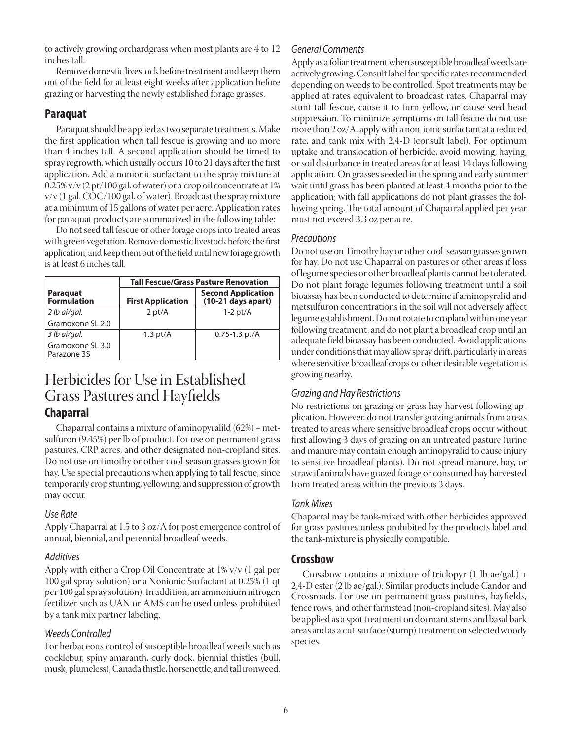to actively growing orchardgrass when most plants are 4 to 12 inches tall.

Remove domestic livestock before treatment and keep them out of the field for at least eight weeks after application before grazing or harvesting the newly established forage grasses.

## Paraquat

Paraquat should be applied as two separate treatments. Make the first application when tall fescue is growing and no more than 4 inches tall. A second application should be timed to spray regrowth, which usually occurs 10 to 21 days after the first application. Add a nonionic surfactant to the spray mixture at 0.25% v/v (2 pt/100 gal. of water) or a crop oil concentrate at 1% v/v (1 gal. COC/100 gal. of water). Broadcast the spray mixture at a minimum of 15 gallons of water per acre. Application rates for paraquat products are summarized in the following table:

Do not seed tall fescue or other forage crops into treated areas with green vegetation. Remove domestic livestock before the first application, and keep them out of the field until new forage growth is at least 6 inches tall.

| | Tall Fescue/Grass Pasture Renovation | |
|---|---|---|
| **Paraquat Formulation** | **First Application** | **Second Application (10-21 days apart)** |
| *2 lb ai/gal.* Gramoxone SL 2.0 | 2 pt/A | 1-2 pt/A |
| *3 lb ai/gal.* Gramoxone SL 3.0 Parazone 3S | 1.3 pt/A | 0.75-1.3 pt/A |

# Herbicides for Use in Established Grass Pastures and Hayfields

## Chaparral

Chaparral contains a mixture of aminopyralild (62%) + metsulfuron (9.45%) per lb of product. For use on permanent grass pastures, CRP acres, and other designated non-cropland sites. Do not use on timothy or other cool-season grasses grown for hay. Use special precautions when applying to tall fescue, since temporarily crop stunting, yellowing, and suppression of growth may occur.

### *Use Rate*

Apply Chaparral at 1.5 to 3 oz/A for post emergence control of annual, biennial, and perennial broadleaf weeds.

### *Additives*

Apply with either a Crop Oil Concentrate at 1% v/v (1 gal per 100 gal spray solution) or a Nonionic Surfactant at 0.25% (1 qt per 100 gal spray solution). In addition, an ammonium nitrogen fertilizer such as UAN or AMS can be used unless prohibited by a tank mix partner labeling.

### *Weeds Controlled*

For herbaceous control of susceptible broadleaf weeds such as cocklebur, spiny amaranth, curly dock, biennial thistles (bull, musk, plumeless), Canada thistle, horsenettle, and tall ironweed.

### *General Comments*

Apply as a foliar treatment when susceptible broadleaf weeds are actively growing. Consult label for specific rates recommended depending on weeds to be controlled. Spot treatments may be applied at rates equivalent to broadcast rates. Chaparral may stunt tall fescue, cause it to turn yellow, or cause seed head suppression. To minimize symptoms on tall fescue do not use more than 2 oz/A, apply with a non-ionic surfactant at a reduced rate, and tank mix with 2,4-D (consult label). For optimum uptake and translocation of herbicide, avoid mowing, haying, or soil disturbance in treated areas for at least 14 days following application. On grasses seeded in the spring and early summer wait until grass has been planted at least 4 months prior to the application; with fall applications do not plant grasses the following spring. The total amount of Chaparral applied per year must not exceed 3.3 oz per acre.

### *Precautions*

Do not use on Timothy hay or other cool-season grasses grown for hay. Do not use Chaparral on pastures or other areas if loss of legume species or other broadleaf plants cannot be tolerated. Do not plant forage legumes following treatment until a soil bioassay has been conducted to determine if aminopyralid and metsulfuron concentrations in the soil will not adversely affect legume establishment. Do not rotate to cropland within one year following treatment, and do not plant a broadleaf crop until an adequate field bioassay has been conducted. Avoid applications under conditions that may allow spray drift, particularly in areas where sensitive broadleaf crops or other desirable vegetation is growing nearby.

### *Grazing and Hay Restrictions*

No restrictions on grazing or grass hay harvest following application. However, do not transfer grazing animals from areas treated to areas where sensitive broadleaf crops occur without first allowing 3 days of grazing on an untreated pasture (urine and manure may contain enough aminopyralid to cause injury to sensitive broadleaf plants). Do not spread manure, hay, or straw if animals have grazed forage or consumed hay harvested from treated areas within the previous 3 days.

### *Tank Mixes*

Chaparral may be tank-mixed with other herbicides approved for grass pastures unless prohibited by the products label and the tank-mixture is physically compatible.

## Crossbow

Crossbow contains a mixture of triclopyr (1 lb ae/gal.) + 2,4-D ester (2 lb ae/gal.). Similar products include Candor and Crossroads. For use on permanent grass pastures, hayfields, fence rows, and other farmstead (non-cropland sites). May also be applied as a spot treatment on dormant stems and basal bark areas and as a cut-surface (stump) treatment on selected woody species.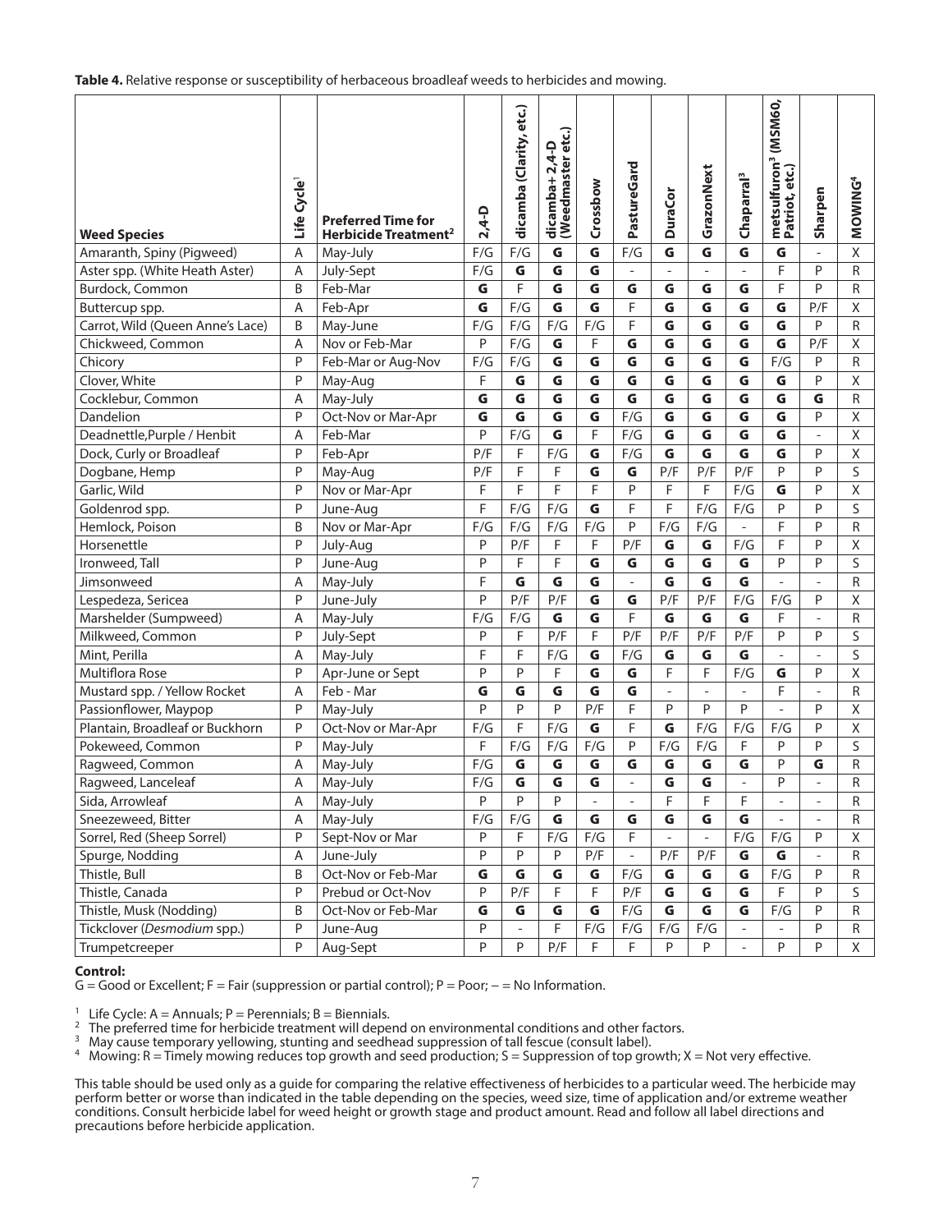**Table 4.** Relative response or susceptibility of herbaceous broadleaf weeds to herbicides and mowing.

| Weed Species | Life Cycle[1] | Preferred Time for Herbicide Treatment[2] | 2,4-D | dicamba (Clarity, etc.) | dicamba+ 2,4-D (Weedmaster etc.) | Crossbow | PastureGard | DuraCor | GrazonNext | Chaparral[3] | metsulfuron[3] (MSM60, Patriot, etc.) | Sharpen | MOWING[4] |
|---|---|---|---|---|---|---|---|---|---|---|---|---|---|
| Amaranth, Spiny (Pigweed) | A | May-July | F/G | F/G | G | G | F/G | G | G | G | G | - | X |
| Aster spp. (White Heath Aster) | A | July-Sept | F/G | G | G | G | - | - | - | - | F | P | R |
| Burdock, Common | B | Feb-Mar | G | F | G | G | G | G | G | G | F | P | R |
| Buttercup spp. | A | Feb-Apr | G | F/G | G | G | F | G | G | G | G | P/F | X |
| Carrot, Wild (Queen Anne's Lace) | B | May-June | F/G | F/G | F/G | F/G | F | G | G | G | G | P | R |
| Chickweed, Common | A | Nov or Feb-Mar | P | F/G | G | F | G | G | G | G | G | P/F | X |
| Chicory | P | Feb-Mar or Aug-Nov | F/G | F/G | G | G | G | G | G | G | F/G | P | R |
| Clover, White | P | May-Aug | F | G | G | G | G | G | G | G | G | P | X |
| Cocklebur, Common | A | May-July | G | G | G | G | G | G | G | G | G | G | R |
| Dandelion | P | Oct-Nov or Mar-Apr | G | G | G | G | F/G | G | G | G | G | P | X |
| Deadnettle,Purple / Henbit | A | Feb-Mar | P | F/G | G | F | F/G | G | G | G | G | - | X |
| Dock, Curly or Broadleaf | P | Feb-Apr | P/F | F | F/G | G | F/G | G | G | G | G | P | X |
| Dogbane, Hemp | P | May-Aug | P/F | F | F | G | G | P/F | P/F | P/F | P | P | S |
| Garlic, Wild | P | Nov or Mar-Apr | F | F | F | F | P | F | F | F/G | G | P | X |
| Goldenrod spp. | P | June-Aug | F | F/G | F/G | G | F | F | F/G | F/G | P | P | S |
| Hemlock, Poison | B | Nov or Mar-Apr | F/G | F/G | F/G | F/G | P | F/G | F/G | - | F | P | R |
| Horsenettle | P | July-Aug | P | P/F | F | F | P/F | G | G | F/G | F | P | X |
| Ironweed, Tall | P | June-Aug | P | F | F | G | G | G | G | G | P | P | S |
| Jimsonweed | A | May-July | F | G | G | G | - | G | G | G | - | - | R |
| Lespedeza, Sericea | P | June-July | P | P/F | P/F | G | G | P/F | P/F | F/G | F/G | P | X |
| Marshelder (Sumpweed) | A | May-July | F/G | F/G | G | G | F | G | G | G | F | - | R |
| Milkweed, Common | P | July-Sept | P | F | P/F | F | P/F | P/F | P/F | P/F | P | P | S |
| Mint, Perilla | A | May-July | F | F | F/G | G | F/G | G | G | G | - | - | S |
| Multiflora Rose | P | Apr-June or Sept | P | P | F | G | G | F | F | F/G | G | P | X |
| Mustard spp. / Yellow Rocket | A | Feb - Mar | G | G | G | G | G | - | - | - | F | - | R |
| Passionflower, Maypop | P | May-July | P | P | P | P/F | F | P | P | P | - | P | X |
| Plantain, Broadleaf or Buckhorn | P | Oct-Nov or Mar-Apr | F/G | F | F/G | G | F | G | F/G | F/G | F/G | P | X |
| Pokeweed, Common | P | May-July | F | F/G | F/G | F/G | P | F/G | F/G | F | P | P | S |
| Ragweed, Common | A | May-July | F/G | G | G | G | G | G | G | G | P | G | R |
| Ragweed, Lanceleaf | A | May-July | F/G | G | G | G | - | G | G | - | P | - | R |
| Sida, Arrowleaf | A | May-July | P | P | P | - | - | F | F | F | - | - | R |
| Sneezeweed, Bitter | A | May-July | F/G | F/G | G | G | G | G | G | G | - | - | R |
| Sorrel, Red (Sheep Sorrel) | P | Sept-Nov or Mar | P | F | F/G | F/G | F | - | - | F/G | F/G | P | X |
| Spurge, Nodding | A | June-July | P | P | P | P/F | - | P/F | P/F | G | G | - | R |
| Thistle, Bull | B | Oct-Nov or Feb-Mar | G | G | G | G | F/G | G | G | G | F/G | P | R |
| Thistle, Canada | P | Prebud or Oct-Nov | P | P/F | F | F | P/F | G | G | G | F | P | S |
| Thistle, Musk (Nodding) | B | Oct-Nov or Feb-Mar | G | G | G | G | F/G | G | G | G | F/G | P | R |
| Tickclover (*Desmodium* spp.) | P | June-Aug | P | - | F | F/G | F/G | F/G | F/G | - | - | P | R |
| Trumpetcreeper | P | Aug-Sept | P | P | P/F | F | F | P | P | - | P | P | X |

**Control:**
G = Good or Excellent; F = Fair (suppression or partial control); P = Poor; – = No Information.

[1] Life Cycle: A = Annuals; P = Perennials; B = Biennials.
[2] The preferred time for herbicide treatment will depend on environmental conditions and other factors.
[3] May cause temporary yellowing, stunting and seedhead suppression of tall fescue (consult label).
[4] Mowing: R = Timely mowing reduces top growth and seed production; S = Suppression of top growth; X = Not very effective.

This table should be used only as a guide for comparing the relative effectiveness of herbicides to a particular weed. The herbicide may perform better or worse than indicated in the table depending on the species, weed size, time of application and/or extreme weather conditions. Consult herbicide label for weed height or growth stage and product amount. Read and follow all label directions and precautions before herbicide application.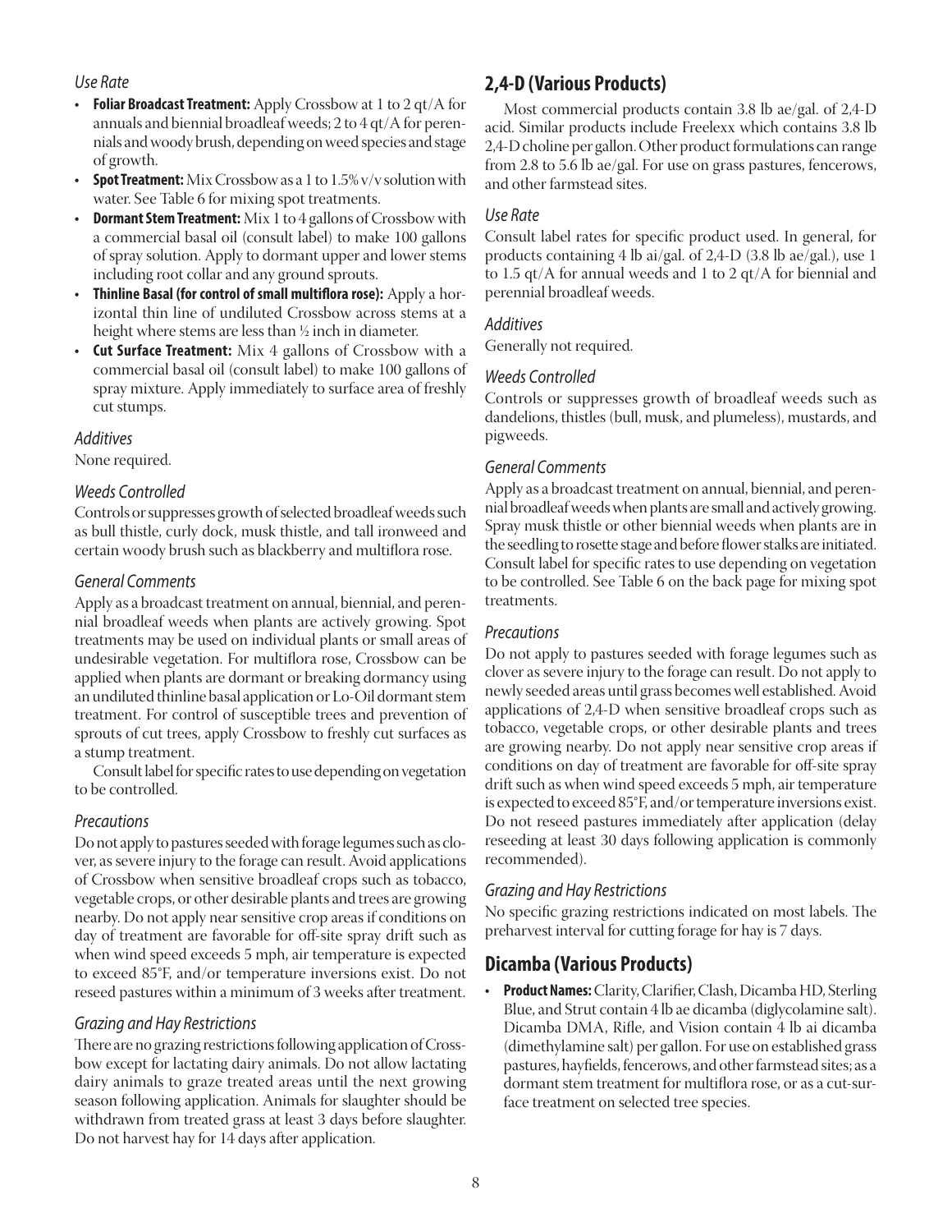### *Use Rate*

- **Foliar Broadcast Treatment:** Apply Crossbow at 1 to 2 qt/A for annuals and biennial broadleaf weeds; 2 to 4 qt/A for perennials and woody brush, depending on weed species and stage of growth.
- **Spot Treatment:** Mix Crossbow as a 1 to 1.5% v/v solution with water. See Table 6 for mixing spot treatments.
- **Dormant Stem Treatment:** Mix 1 to 4 gallons of Crossbow with a commercial basal oil (consult label) to make 100 gallons of spray solution. Apply to dormant upper and lower stems including root collar and any ground sprouts.
- **Thinline Basal (for control of small multiflora rose):** Apply a horizontal thin line of undiluted Crossbow across stems at a height where stems are less than ½ inch in diameter.
- **Cut Surface Treatment:** Mix 4 gallons of Crossbow with a commercial basal oil (consult label) to make 100 gallons of spray mixture. Apply immediately to surface area of freshly cut stumps.

### *Additives*

None required.

### *Weeds Controlled*

Controls or suppresses growth of selected broadleaf weeds such as bull thistle, curly dock, musk thistle, and tall ironweed and certain woody brush such as blackberry and multiflora rose.

### *General Comments*

Apply as a broadcast treatment on annual, biennial, and perennial broadleaf weeds when plants are actively growing. Spot treatments may be used on individual plants or small areas of undesirable vegetation. For multiflora rose, Crossbow can be applied when plants are dormant or breaking dormancy using an undiluted thinline basal application or Lo-Oil dormant stem treatment. For control of susceptible trees and prevention of sprouts of cut trees, apply Crossbow to freshly cut surfaces as a stump treatment.

Consult label for specific rates to use depending on vegetation to be controlled.

### *Precautions*

Do not apply to pastures seeded with forage legumes such as clover, as severe injury to the forage can result. Avoid applications of Crossbow when sensitive broadleaf crops such as tobacco, vegetable crops, or other desirable plants and trees are growing nearby. Do not apply near sensitive crop areas if conditions on day of treatment are favorable for off-site spray drift such as when wind speed exceeds 5 mph, air temperature is expected to exceed 85°F, and/or temperature inversions exist. Do not reseed pastures within a minimum of 3 weeks after treatment.

### *Grazing and Hay Restrictions*

There are no grazing restrictions following application of Crossbow except for lactating dairy animals. Do not allow lactating dairy animals to graze treated areas until the next growing season following application. Animals for slaughter should be withdrawn from treated grass at least 3 days before slaughter. Do not harvest hay for 14 days after application.

## 2,4-D (Various Products)

Most commercial products contain 3.8 lb ae/gal. of 2,4-D acid. Similar products include Freelexx which contains 3.8 lb 2,4-D choline per gallon. Other product formulations can range from 2.8 to 5.6 lb ae/gal. For use on grass pastures, fencerows, and other farmstead sites.

### *Use Rate*

Consult label rates for specific product used. In general, for products containing 4 lb ai/gal. of 2,4-D (3.8 lb ae/gal.), use 1 to 1.5 qt/A for annual weeds and 1 to 2 qt/A for biennial and perennial broadleaf weeds.

### *Additives*

Generally not required.

### *Weeds Controlled*

Controls or suppresses growth of broadleaf weeds such as dandelions, thistles (bull, musk, and plumeless), mustards, and pigweeds.

### *General Comments*

Apply as a broadcast treatment on annual, biennial, and perennial broadleaf weeds when plants are small and actively growing. Spray musk thistle or other biennial weeds when plants are in the seedling to rosette stage and before flower stalks are initiated. Consult label for specific rates to use depending on vegetation to be controlled. See Table 6 on the back page for mixing spot treatments.

### *Precautions*

Do not apply to pastures seeded with forage legumes such as clover as severe injury to the forage can result. Do not apply to newly seeded areas until grass becomes well established. Avoid applications of 2,4-D when sensitive broadleaf crops such as tobacco, vegetable crops, or other desirable plants and trees are growing nearby. Do not apply near sensitive crop areas if conditions on day of treatment are favorable for off-site spray drift such as when wind speed exceeds 5 mph, air temperature is expected to exceed 85°F, and/or temperature inversions exist. Do not reseed pastures immediately after application (delay reseeding at least 30 days following application is commonly recommended).

### *Grazing and Hay Restrictions*

No specific grazing restrictions indicated on most labels. The preharvest interval for cutting forage for hay is 7 days.

## Dicamba (Various Products)

- **Product Names:** Clarity, Clarifier, Clash, Dicamba HD, Sterling Blue, and Strut contain 4 lb ae dicamba (diglycolamine salt). Dicamba DMA, Rifle, and Vision contain 4 lb ai dicamba (dimethylamine salt) per gallon. For use on established grass pastures, hayfields, fencerows, and other farmstead sites; as a dormant stem treatment for multiflora rose, or as a cut-surface treatment on selected tree species.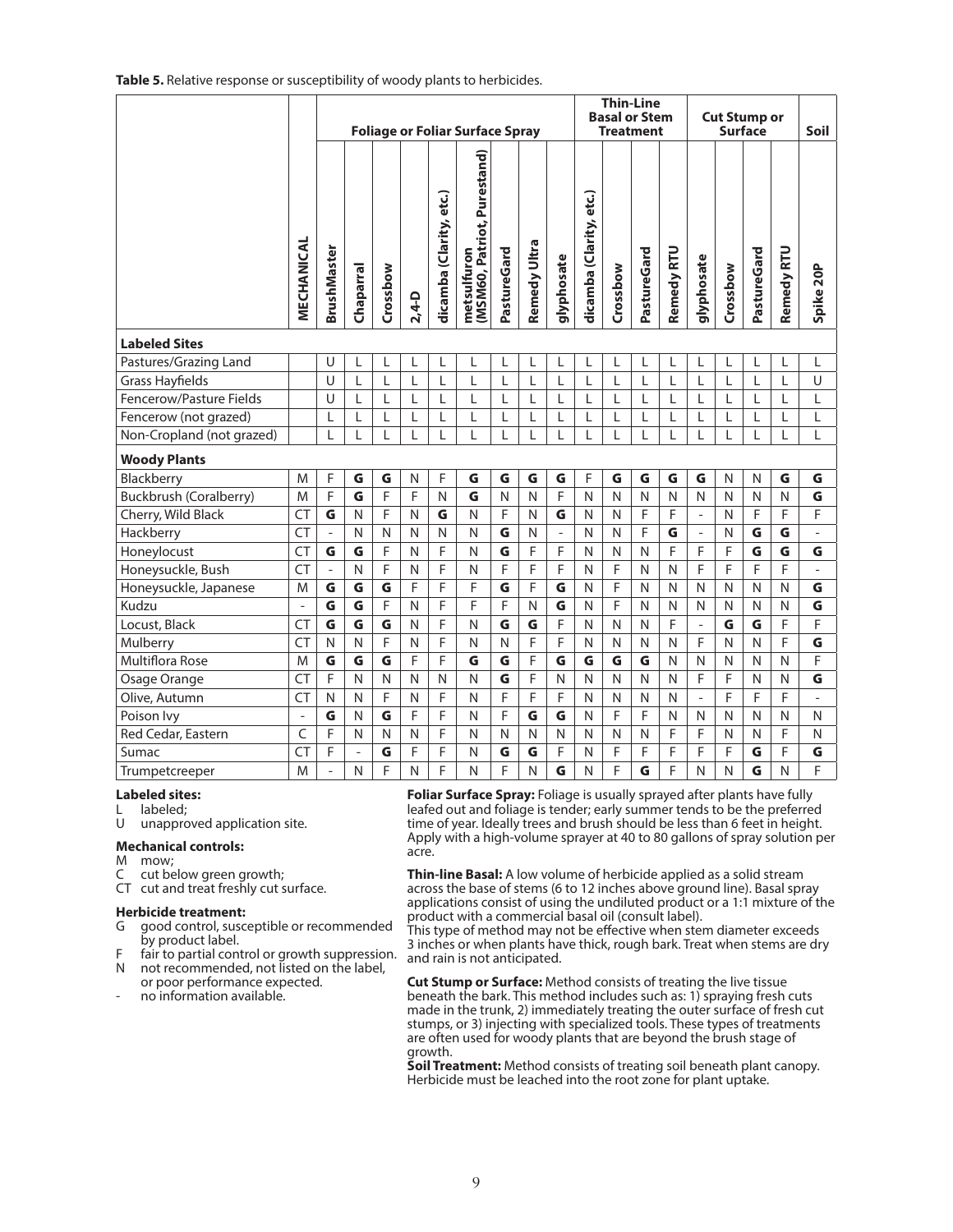**Table 5.** Relative response or susceptibility of woody plants to herbicides.

| | | Foliage or Foliar Surface Spray | | | | | | | | | Thin-Line Basal or Stem Treatment | | | | Cut Stump or Surface | | | | Soil |
|---|---|---|---|---|---|---|---|---|---|---|---|---|---|---|---|---|---|---|---|
| | MECHANICAL | BrushMaster | Chaparral | Crossbow | 2,4-D | dicamba (Clarity, etc.) | metsulfuron (MSM60, Patriot, Purestand) | PastureGard | Remedy Ultra | glyphosate | dicamba (Clarity, etc.) | Crossbow | PastureGard | Remedy RTU | glyphosate | Crossbow | PastureGard | Remedy RTU | Spike 20P |
| **Labeled Sites** | | | | | | | | | | | | | | | | | | | |
| Pastures/Grazing Land | | U | L | L | L | L | L | L | L | L | L | L | L | L | L | L | L | L | L |
| Grass Hayfields | | U | L | L | L | L | L | L | L | L | L | L | L | L | L | L | L | L | U |
| Fencerow/Pasture Fields | | U | L | L | L | L | L | L | L | L | L | L | L | L | L | L | L | L | L |
| Fencerow (not grazed) | | L | L | L | L | L | L | L | L | L | L | L | L | L | L | L | L | L | L |
| Non-Cropland (not grazed) | | L | L | L | L | L | L | L | L | L | L | L | L | L | L | L | L | L | L |
| **Woody Plants** | | | | | | | | | | | | | | | | | | | |
| Blackberry | M | F | **G** | **G** | N | F | **G** | **G** | **G** | **G** | F | **G** | **G** | **G** | **G** | N | N | **G** | **G** |
| Buckbrush (Coralberry) | M | F | **G** | F | F | N | **G** | N | N | F | N | N | N | N | N | N | N | N | **G** |
| Cherry, Wild Black | CT | **G** | N | F | N | **G** | N | F | N | **G** | N | N | F | F | - | N | F | F | F |
| Hackberry | CT | - | N | N | N | N | N | **G** | N | - | N | N | F | **G** | - | N | **G** | **G** | - |
| Honeylocust | CT | **G** | **G** | F | N | F | N | **G** | F | F | N | N | N | F | F | F | **G** | **G** | **G** |
| Honeysuckle, Bush | CT | - | N | F | N | F | N | F | F | F | N | F | N | N | F | F | F | F | - |
| Honeysuckle, Japanese | M | **G** | **G** | **G** | F | F | F | **G** | F | **G** | N | F | N | N | N | N | N | N | **G** |
| Kudzu | - | **G** | **G** | F | N | F | F | F | N | **G** | N | F | N | N | N | N | N | N | **G** |
| Locust, Black | CT | **G** | **G** | **G** | N | F | N | **G** | **G** | F | N | N | N | F | - | **G** | **G** | F | F |
| Mulberry | CT | N | N | F | N | F | N | N | F | F | N | N | N | N | F | N | N | F | **G** |
| Multiflora Rose | M | **G** | **G** | **G** | F | F | **G** | **G** | F | **G** | **G** | **G** | **G** | N | N | N | N | N | F |
| Osage Orange | CT | F | N | N | N | N | N | **G** | F | N | N | N | N | N | F | F | N | N | **G** |
| Olive, Autumn | CT | N | N | F | N | F | N | F | F | F | N | N | N | N | - | F | F | F | - |
| Poison Ivy | - | **G** | N | **G** | F | F | N | F | **G** | **G** | N | F | F | N | N | N | N | N | N |
| Red Cedar, Eastern | C | F | N | N | N | F | N | N | N | N | N | N | N | F | F | N | N | F | N |
| Sumac | CT | F | - | **G** | F | F | N | **G** | **G** | F | N | F | F | F | F | F | **G** | F | **G** |
| Trumpetcreeper | M | - | N | F | N | F | N | F | N | **G** | N | F | **G** | F | N | N | **G** | N | F |

**Labeled sites:**
- L labeled;
- U unapproved application site.

**Mechanical controls:**
- M mow;
- C cut below green growth;
- CT cut and treat freshly cut surface.

**Herbicide treatment:**
- G good control, susceptible or recommended by product label.
- F fair to partial control or growth suppression.
- N not recommended, not listed on the label, or poor performance expected.
- \- no information available.

**Foliar Surface Spray:** Foliage is usually sprayed after plants have fully leafed out and foliage is tender; early summer tends to be the preferred time of year. Ideally trees and brush should be less than 6 feet in height. Apply with a high-volume sprayer at 40 to 80 gallons of spray solution per acre.

**Thin-line Basal:** A low volume of herbicide applied as a solid stream across the base of stems (6 to 12 inches above ground line). Basal spray applications consist of using the undiluted product or a 1:1 mixture of the product with a commercial basal oil (consult label).
This type of method may not be effective when stem diameter exceeds 3 inches or when plants have thick, rough bark. Treat when stems are dry and rain is not anticipated.

**Cut Stump or Surface:** Method consists of treating the live tissue beneath the bark. This method includes such as: 1) spraying fresh cuts made in the trunk, 2) immediately treating the outer surface of fresh cut stumps, or 3) injecting with specialized tools. These types of treatments are often used for woody plants that are beyond the brush stage of growth.

**Soil Treatment:** Method consists of treating soil beneath plant canopy. Herbicide must be leached into the root zone for plant uptake.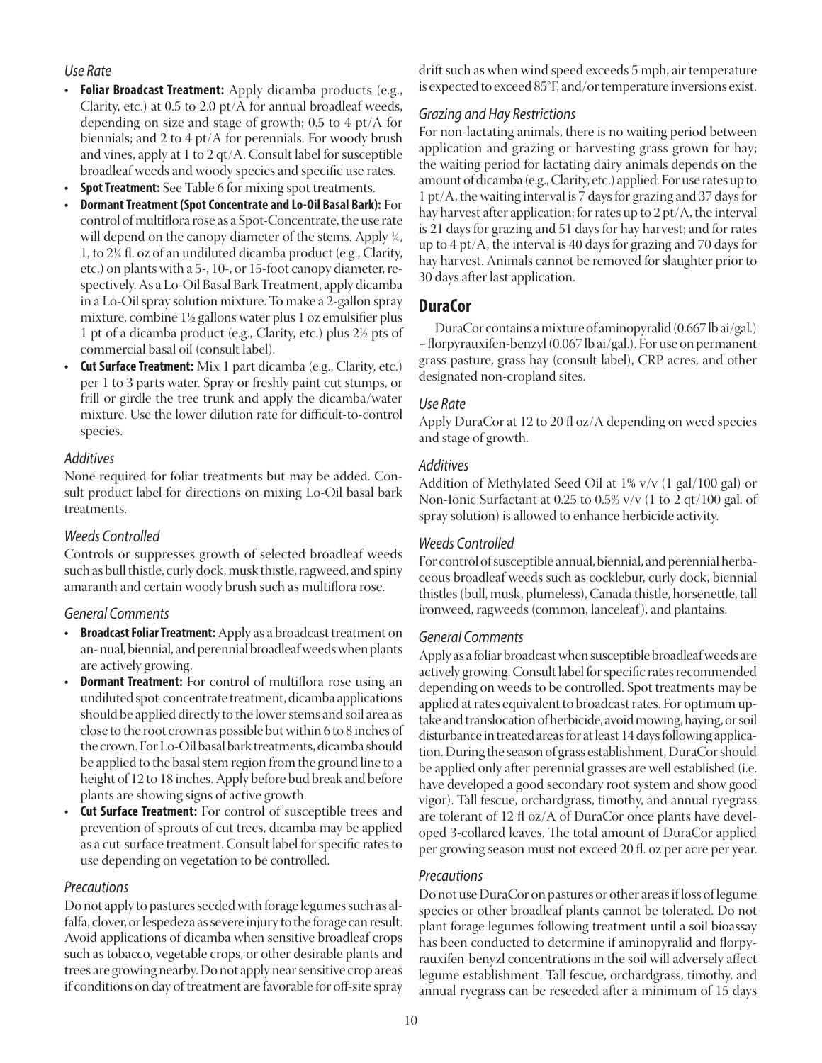### *Use Rate*

- **Foliar Broadcast Treatment:** Apply dicamba products (e.g., Clarity, etc.) at 0.5 to 2.0 pt/A for annual broadleaf weeds, depending on size and stage of growth; 0.5 to 4 pt/A for biennials; and 2 to 4 pt/A for perennials. For woody brush and vines, apply at 1 to 2 qt/A. Consult label for susceptible broadleaf weeds and woody species and specific use rates.
- **Spot Treatment:** See Table 6 for mixing spot treatments.
- **Dormant Treatment (Spot Concentrate and Lo-Oil Basal Bark):** For control of multiflora rose as a Spot-Concentrate, the use rate will depend on the canopy diameter of the stems. Apply ¼, 1, to 2¼ fl. oz of an undiluted dicamba product (e.g., Clarity, etc.) on plants with a 5-, 10-, or 15-foot canopy diameter, respectively. As a Lo-Oil Basal Bark Treatment, apply dicamba in a Lo-Oil spray solution mixture. To make a 2-gallon spray mixture, combine 1½ gallons water plus 1 oz emulsifier plus 1 pt of a dicamba product (e.g., Clarity, etc.) plus 2½ pts of commercial basal oil (consult label).
- **Cut Surface Treatment:** Mix 1 part dicamba (e.g., Clarity, etc.) per 1 to 3 parts water. Spray or freshly paint cut stumps, or frill or girdle the tree trunk and apply the dicamba/water mixture. Use the lower dilution rate for difficult-to-control species.

### *Additives*

None required for foliar treatments but may be added. Consult product label for directions on mixing Lo-Oil basal bark treatments.

### *Weeds Controlled*

Controls or suppresses growth of selected broadleaf weeds such as bull thistle, curly dock, musk thistle, ragweed, and spiny amaranth and certain woody brush such as multiflora rose.

### *General Comments*

- **Broadcast Foliar Treatment:** Apply as a broadcast treatment on an- nual, biennial, and perennial broadleaf weeds when plants are actively growing.
- **Dormant Treatment:** For control of multiflora rose using an undiluted spot-concentrate treatment, dicamba applications should be applied directly to the lower stems and soil area as close to the root crown as possible but within 6 to 8 inches of the crown. For Lo-Oil basal bark treatments, dicamba should be applied to the basal stem region from the ground line to a height of 12 to 18 inches. Apply before bud break and before plants are showing signs of active growth.
- **Cut Surface Treatment:** For control of susceptible trees and prevention of sprouts of cut trees, dicamba may be applied as a cut-surface treatment. Consult label for specific rates to use depending on vegetation to be controlled.

### *Precautions*

Do not apply to pastures seeded with forage legumes such as alfalfa, clover, or lespedeza as severe injury to the forage can result. Avoid applications of dicamba when sensitive broadleaf crops such as tobacco, vegetable crops, or other desirable plants and trees are growing nearby. Do not apply near sensitive crop areas if conditions on day of treatment are favorable for off-site spray drift such as when wind speed exceeds 5 mph, air temperature is expected to exceed 85°F, and/or temperature inversions exist.

### *Grazing and Hay Restrictions*

For non-lactating animals, there is no waiting period between application and grazing or harvesting grass grown for hay; the waiting period for lactating dairy animals depends on the amount of dicamba (e.g., Clarity, etc.) applied. For use rates up to 1 pt/A, the waiting interval is 7 days for grazing and 37 days for hay harvest after application; for rates up to 2 pt/A, the interval is 21 days for grazing and 51 days for hay harvest; and for rates up to 4 pt/A, the interval is 40 days for grazing and 70 days for hay harvest. Animals cannot be removed for slaughter prior to 30 days after last application.

## DuraCor

DuraCor contains a mixture of aminopyralid (0.667 lb ai/gal.) + florpyrauxifen-benzyl (0.067 lb ai/gal.). For use on permanent grass pasture, grass hay (consult label), CRP acres, and other designated non-cropland sites.

### *Use Rate*

Apply DuraCor at 12 to 20 fl oz/A depending on weed species and stage of growth.

### *Additives*

Addition of Methylated Seed Oil at 1% v/v (1 gal/100 gal) or Non-Ionic Surfactant at 0.25 to 0.5% v/v (1 to 2 qt/100 gal. of spray solution) is allowed to enhance herbicide activity.

### *Weeds Controlled*

For control of susceptible annual, biennial, and perennial herbaceous broadleaf weeds such as cocklebur, curly dock, biennial thistles (bull, musk, plumeless), Canada thistle, horsenettle, tall ironweed, ragweeds (common, lanceleaf), and plantains.

### *General Comments*

Apply as a foliar broadcast when susceptible broadleaf weeds are actively growing. Consult label for specific rates recommended depending on weeds to be controlled. Spot treatments may be applied at rates equivalent to broadcast rates. For optimum uptake and translocation of herbicide, avoid mowing, haying, or soil disturbance in treated areas for at least 14 days following application. During the season of grass establishment, DuraCor should be applied only after perennial grasses are well established (i.e. have developed a good secondary root system and show good vigor). Tall fescue, orchardgrass, timothy, and annual ryegrass are tolerant of 12 fl oz/A of DuraCor once plants have developed 3-collared leaves. The total amount of DuraCor applied per growing season must not exceed 20 fl. oz per acre per year.

### *Precautions*

Do not use DuraCor on pastures or other areas if loss of legume species or other broadleaf plants cannot be tolerated. Do not plant forage legumes following treatment until a soil bioassay has been conducted to determine if aminopyralid and florpyrauxifen-benzyl concentrations in the soil will adversely affect legume establishment. Tall fescue, orchardgrass, timothy, and annual ryegrass can be reseeded after a minimum of 15 days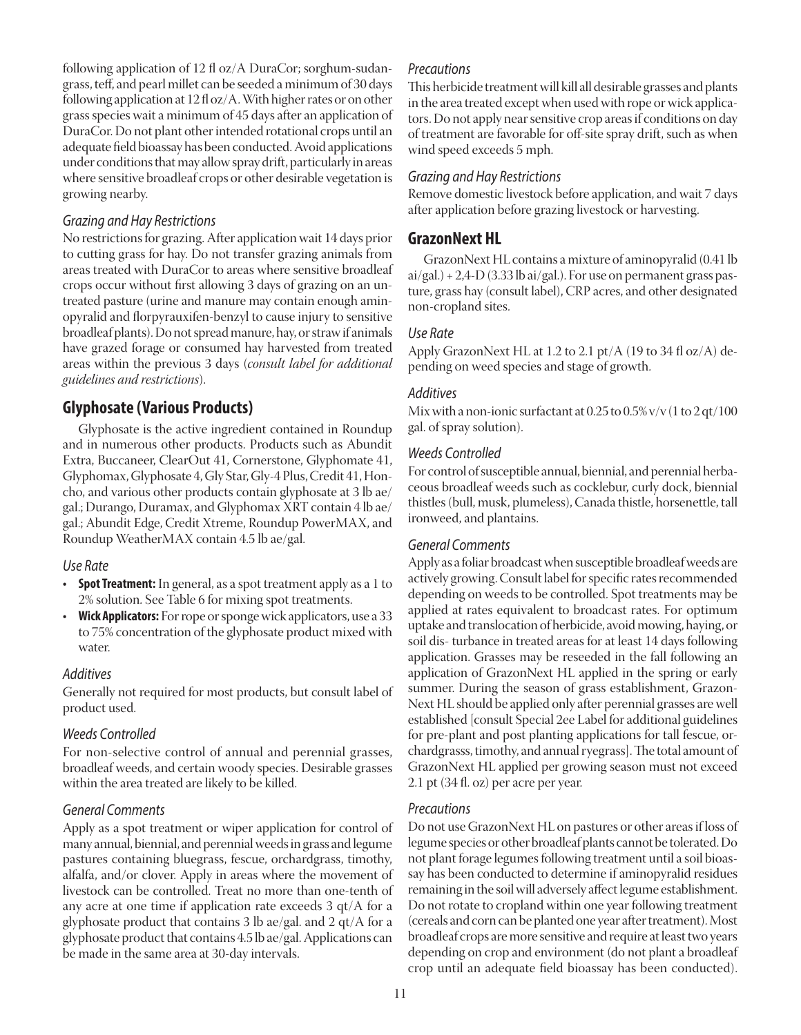following application of 12 fl oz/A DuraCor; sorghum-sudangrass, teff, and pearl millet can be seeded a minimum of 30 days following application at 12 fl oz/A. With higher rates or on other grass species wait a minimum of 45 days after an application of DuraCor. Do not plant other intended rotational crops until an adequate field bioassay has been conducted. Avoid applications under conditions that may allow spray drift, particularly in areas where sensitive broadleaf crops or other desirable vegetation is growing nearby.

### *Grazing and Hay Restrictions*

No restrictions for grazing. After application wait 14 days prior to cutting grass for hay. Do not transfer grazing animals from areas treated with DuraCor to areas where sensitive broadleaf crops occur without first allowing 3 days of grazing on an untreated pasture (urine and manure may contain enough aminopyralid and florpyrauxifen-benzyl to cause injury to sensitive broadleaf plants). Do not spread manure, hay, or straw if animals have grazed forage or consumed hay harvested from treated areas within the previous 3 days (*consult label for additional guidelines and restrictions*).

## Glyphosate (Various Products)

Glyphosate is the active ingredient contained in Roundup and in numerous other products. Products such as Abundit Extra, Buccaneer, ClearOut 41, Cornerstone, Glyphomate 41, Glyphomax, Glyphosate 4, Gly Star, Gly-4 Plus, Credit 41, Honcho, and various other products contain glyphosate at 3 lb ae/gal.; Durango, Duramax, and Glyphomax XRT contain 4 lb ae/gal.; Abundit Edge, Credit Xtreme, Roundup PowerMAX, and Roundup WeatherMAX contain 4.5 lb ae/gal.

### *Use Rate*

- **Spot Treatment:** In general, as a spot treatment apply as a 1 to 2% solution. See Table 6 for mixing spot treatments.
- **Wick Applicators:** For rope or sponge wick applicators, use a 33 to 75% concentration of the glyphosate product mixed with water.

### *Additives*

Generally not required for most products, but consult label of product used.

### *Weeds Controlled*

For non-selective control of annual and perennial grasses, broadleaf weeds, and certain woody species. Desirable grasses within the area treated are likely to be killed.

### *General Comments*

Apply as a spot treatment or wiper application for control of many annual, biennial, and perennial weeds in grass and legume pastures containing bluegrass, fescue, orchardgrass, timothy, alfalfa, and/or clover. Apply in areas where the movement of livestock can be controlled. Treat no more than one-tenth of any acre at one time if application rate exceeds 3 qt/A for a glyphosate product that contains 3 lb ae/gal. and 2 qt/A for a glyphosate product that contains 4.5 lb ae/gal. Applications can be made in the same area at 30-day intervals.

### *Precautions*

This herbicide treatment will kill all desirable grasses and plants in the area treated except when used with rope or wick applicators. Do not apply near sensitive crop areas if conditions on day of treatment are favorable for off-site spray drift, such as when wind speed exceeds 5 mph.

### *Grazing and Hay Restrictions*

Remove domestic livestock before application, and wait 7 days after application before grazing livestock or harvesting.

## GrazonNext HL

GrazonNext HL contains a mixture of aminopyralid (0.41 lb ai/gal.) + 2,4-D (3.33 lb ai/gal.). For use on permanent grass pasture, grass hay (consult label), CRP acres, and other designated non-cropland sites.

### *Use Rate*

Apply GrazonNext HL at 1.2 to 2.1 pt/A (19 to 34 fl oz/A) depending on weed species and stage of growth.

### *Additives*

Mix with a non-ionic surfactant at 0.25 to 0.5% v/v (1 to 2 qt/100 gal. of spray solution).

### *Weeds Controlled*

For control of susceptible annual, biennial, and perennial herbaceous broadleaf weeds such as cocklebur, curly dock, biennial thistles (bull, musk, plumeless), Canada thistle, horsenettle, tall ironweed, and plantains.

### *General Comments*

Apply as a foliar broadcast when susceptible broadleaf weeds are actively growing. Consult label for specific rates recommended depending on weeds to be controlled. Spot treatments may be applied at rates equivalent to broadcast rates. For optimum uptake and translocation of herbicide, avoid mowing, haying, or soil dis- turbance in treated areas for at least 14 days following application. Grasses may be reseeded in the fall following an application of GrazonNext HL applied in the spring or early summer. During the season of grass establishment, GrazonNext HL should be applied only after perennial grasses are well established [consult Special 2ee Label for additional guidelines for pre-plant and post planting applications for tall fescue, orchardgrasss, timothy, and annual ryegrass]. The total amount of GrazonNext HL applied per growing season must not exceed 2.1 pt (34 fl. oz) per acre per year.

### *Precautions*

Do not use GrazonNext HL on pastures or other areas if loss of legume species or other broadleaf plants cannot be tolerated. Do not plant forage legumes following treatment until a soil bioassay has been conducted to determine if aminopyralid residues remaining in the soil will adversely affect legume establishment. Do not rotate to cropland within one year following treatment (cereals and corn can be planted one year after treatment). Most broadleaf crops are more sensitive and require at least two years depending on crop and environment (do not plant a broadleaf crop until an adequate field bioassay has been conducted).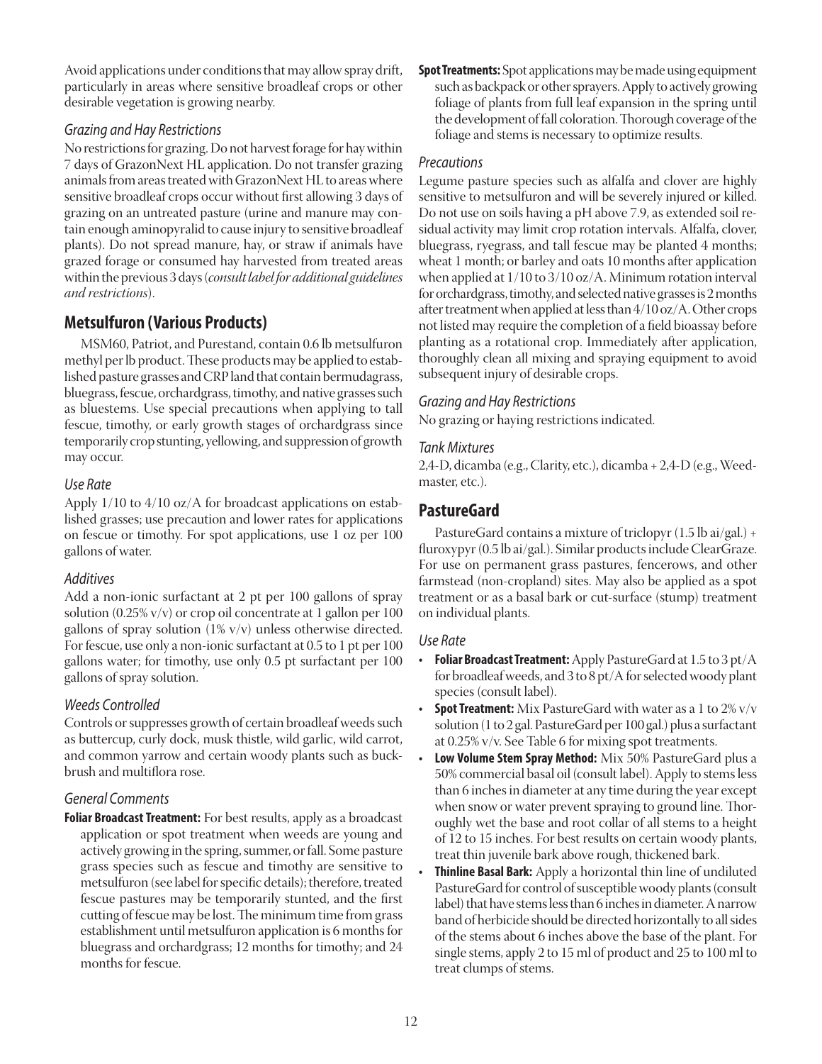Avoid applications under conditions that may allow spray drift, particularly in areas where sensitive broadleaf crops or other desirable vegetation is growing nearby.

### *Grazing and Hay Restrictions*

No restrictions for grazing. Do not harvest forage for hay within 7 days of GrazonNext HL application. Do not transfer grazing animals from areas treated with GrazonNext HL to areas where sensitive broadleaf crops occur without first allowing 3 days of grazing on an untreated pasture (urine and manure may contain enough aminopyralid to cause injury to sensitive broadleaf plants). Do not spread manure, hay, or straw if animals have grazed forage or consumed hay harvested from treated areas within the previous 3 days (*consult label for additional guidelines and restrictions*).

## Metsulfuron (Various Products)

MSM60, Patriot, and Purestand, contain 0.6 lb metsulfuron methyl per lb product. These products may be applied to established pasture grasses and CRP land that contain bermudagrass, bluegrass, fescue, orchardgrass, timothy, and native grasses such as bluestems. Use special precautions when applying to tall fescue, timothy, or early growth stages of orchardgrass since temporarily crop stunting, yellowing, and suppression of growth may occur.

### *Use Rate*

Apply 1/10 to 4/10 oz/A for broadcast applications on established grasses; use precaution and lower rates for applications on fescue or timothy. For spot applications, use 1 oz per 100 gallons of water.

### *Additives*

Add a non-ionic surfactant at 2 pt per 100 gallons of spray solution (0.25% v/v) or crop oil concentrate at 1 gallon per 100 gallons of spray solution (1% v/v) unless otherwise directed. For fescue, use only a non-ionic surfactant at 0.5 to 1 pt per 100 gallons water; for timothy, use only 0.5 pt surfactant per 100 gallons of spray solution.

### *Weeds Controlled*

Controls or suppresses growth of certain broadleaf weeds such as buttercup, curly dock, musk thistle, wild garlic, wild carrot, and common yarrow and certain woody plants such as buckbrush and multiflora rose.

### *General Comments*

**Foliar Broadcast Treatment:** For best results, apply as a broadcast application or spot treatment when weeds are young and actively growing in the spring, summer, or fall. Some pasture grass species such as fescue and timothy are sensitive to metsulfuron (see label for specific details); therefore, treated fescue pastures may be temporarily stunted, and the first cutting of fescue may be lost. The minimum time from grass establishment until metsulfuron application is 6 months for bluegrass and orchardgrass; 12 months for timothy; and 24 months for fescue.

**Spot Treatments:** Spot applications may be made using equipment such as backpack or other sprayers. Apply to actively growing foliage of plants from full leaf expansion in the spring until the development of fall coloration. Thorough coverage of the foliage and stems is necessary to optimize results.

### *Precautions*

Legume pasture species such as alfalfa and clover are highly sensitive to metsulfuron and will be severely injured or killed. Do not use on soils having a pH above 7.9, as extended soil residual activity may limit crop rotation intervals. Alfalfa, clover, bluegrass, ryegrass, and tall fescue may be planted 4 months; wheat 1 month; or barley and oats 10 months after application when applied at 1/10 to 3/10 oz/A. Minimum rotation interval for orchardgrass, timothy, and selected native grasses is 2 months after treatment when applied at less than 4/10 oz/A. Other crops not listed may require the completion of a field bioassay before planting as a rotational crop. Immediately after application, thoroughly clean all mixing and spraying equipment to avoid subsequent injury of desirable crops.

### *Grazing and Hay Restrictions*

No grazing or haying restrictions indicated.

### *Tank Mixtures*

2,4-D, dicamba (e.g., Clarity, etc.), dicamba + 2,4-D (e.g., Weedmaster, etc.).

## PastureGard

PastureGard contains a mixture of triclopyr (1.5 lb ai/gal.) + fluroxypyr (0.5 lb ai/gal.). Similar products include ClearGraze. For use on permanent grass pastures, fencerows, and other farmstead (non-cropland) sites. May also be applied as a spot treatment or as a basal bark or cut-surface (stump) treatment on individual plants.

### *Use Rate*

- **Foliar Broadcast Treatment:** Apply PastureGard at 1.5 to 3 pt/A for broadleaf weeds, and 3 to 8 pt/A for selected woody plant species (consult label).
- **Spot Treatment:** Mix PastureGard with water as a 1 to 2% v/v solution (1 to 2 gal. PastureGard per 100 gal.) plus a surfactant at 0.25% v/v. See Table 6 for mixing spot treatments.
- **Low Volume Stem Spray Method:** Mix 50% PastureGard plus a 50% commercial basal oil (consult label). Apply to stems less than 6 inches in diameter at any time during the year except when snow or water prevent spraying to ground line. Thoroughly wet the base and root collar of all stems to a height of 12 to 15 inches. For best results on certain woody plants, treat thin juvenile bark above rough, thickened bark.
- **Thinline Basal Bark:** Apply a horizontal thin line of undiluted PastureGard for control of susceptible woody plants (consult label) that have stems less than 6 inches in diameter. A narrow band of herbicide should be directed horizontally to all sides of the stems about 6 inches above the base of the plant. For single stems, apply 2 to 15 ml of product and 25 to 100 ml to treat clumps of stems.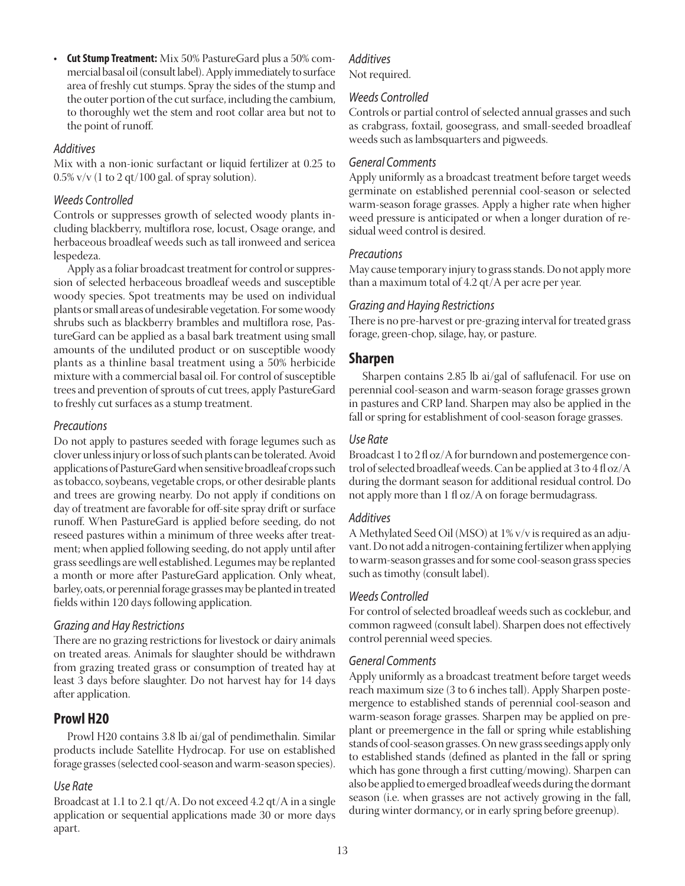- **Cut Stump Treatment:** Mix 50% PastureGard plus a 50% commercial basal oil (consult label). Apply immediately to surface area of freshly cut stumps. Spray the sides of the stump and the outer portion of the cut surface, including the cambium, to thoroughly wet the stem and root collar area but not to the point of runoff.

### *Additives*

Mix with a non-ionic surfactant or liquid fertilizer at 0.25 to 0.5% v/v (1 to 2 qt/100 gal. of spray solution).

### *Weeds Controlled*

Controls or suppresses growth of selected woody plants including blackberry, multiflora rose, locust, Osage orange, and herbaceous broadleaf weeds such as tall ironweed and sericea lespedeza.

Apply as a foliar broadcast treatment for control or suppression of selected herbaceous broadleaf weeds and susceptible woody species. Spot treatments may be used on individual plants or small areas of undesirable vegetation. For some woody shrubs such as blackberry brambles and multiflora rose, PastureGard can be applied as a basal bark treatment using small amounts of the undiluted product or on susceptible woody plants as a thinline basal treatment using a 50% herbicide mixture with a commercial basal oil. For control of susceptible trees and prevention of sprouts of cut trees, apply PastureGard to freshly cut surfaces as a stump treatment.

### *Precautions*

Do not apply to pastures seeded with forage legumes such as clover unless injury or loss of such plants can be tolerated. Avoid applications of PastureGard when sensitive broadleaf crops such as tobacco, soybeans, vegetable crops, or other desirable plants and trees are growing nearby. Do not apply if conditions on day of treatment are favorable for off-site spray drift or surface runoff. When PastureGard is applied before seeding, do not reseed pastures within a minimum of three weeks after treatment; when applied following seeding, do not apply until after grass seedlings are well established. Legumes may be replanted a month or more after PastureGard application. Only wheat, barley, oats, or perennial forage grasses may be planted in treated fields within 120 days following application.

### *Grazing and Hay Restrictions*

There are no grazing restrictions for livestock or dairy animals on treated areas. Animals for slaughter should be withdrawn from grazing treated grass or consumption of treated hay at least 3 days before slaughter. Do not harvest hay for 14 days after application.

## Prowl H20

Prowl H20 contains 3.8 lb ai/gal of pendimethalin. Similar products include Satellite Hydrocap. For use on established forage grasses (selected cool-season and warm-season species).

### *Use Rate*

Broadcast at 1.1 to 2.1 qt/A. Do not exceed 4.2 qt/A in a single application or sequential applications made 30 or more days apart.

### *Additives*

Not required.

### *Weeds Controlled*

Controls or partial control of selected annual grasses and such as crabgrass, foxtail, goosegrass, and small-seeded broadleaf weeds such as lambsquarters and pigweeds.

### *General Comments*

Apply uniformly as a broadcast treatment before target weeds germinate on established perennial cool-season or selected warm-season forage grasses. Apply a higher rate when higher weed pressure is anticipated or when a longer duration of residual weed control is desired.

### *Precautions*

May cause temporary injury to grass stands. Do not apply more than a maximum total of 4.2 qt/A per acre per year.

### *Grazing and Haying Restrictions*

There is no pre-harvest or pre-grazing interval for treated grass forage, green-chop, silage, hay, or pasture.

## Sharpen

Sharpen contains 2.85 lb ai/gal of saflufenacil. For use on perennial cool-season and warm-season forage grasses grown in pastures and CRP land. Sharpen may also be applied in the fall or spring for establishment of cool-season forage grasses.

### *Use Rate*

Broadcast 1 to 2 fl oz/A for burndown and postemergence control of selected broadleaf weeds. Can be applied at 3 to 4 fl oz/A during the dormant season for additional residual control. Do not apply more than 1 fl oz/A on forage bermudagrass.

### *Additives*

A Methylated Seed Oil (MSO) at 1% v/v is required as an adjuvant. Do not add a nitrogen-containing fertilizer when applying to warm-season grasses and for some cool-season grass species such as timothy (consult label).

### *Weeds Controlled*

For control of selected broadleaf weeds such as cocklebur, and common ragweed (consult label). Sharpen does not effectively control perennial weed species.

### *General Comments*

Apply uniformly as a broadcast treatment before target weeds reach maximum size (3 to 6 inches tall). Apply Sharpen postemergence to established stands of perennial cool-season and warm-season forage grasses. Sharpen may be applied on preplant or preemergence in the fall or spring while establishing stands of cool-season grasses. On new grass seedings apply only to established stands (defined as planted in the fall or spring which has gone through a first cutting/mowing). Sharpen can also be applied to emerged broadleaf weeds during the dormant season (i.e. when grasses are not actively growing in the fall, during winter dormancy, or in early spring before greenup).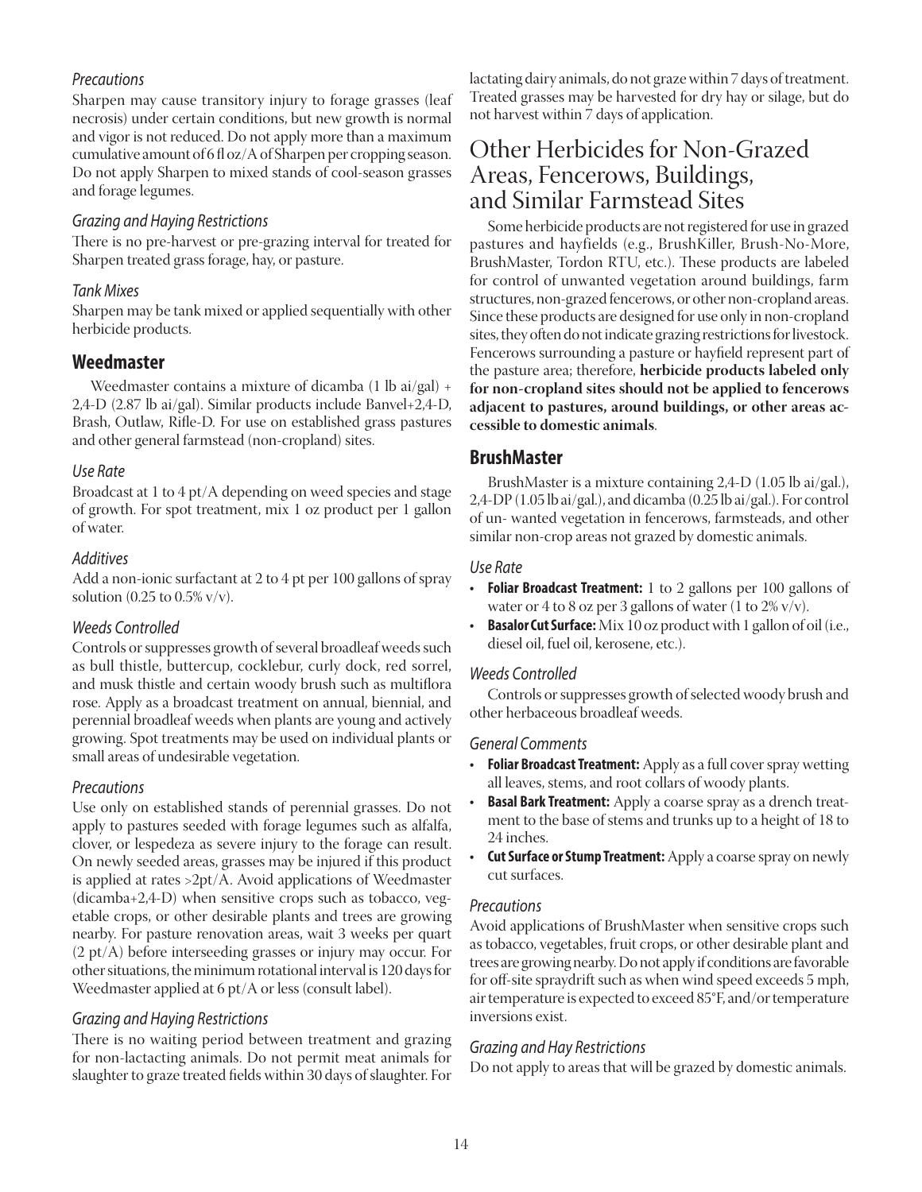### *Precautions*

Sharpen may cause transitory injury to forage grasses (leaf necrosis) under certain conditions, but new growth is normal and vigor is not reduced. Do not apply more than a maximum cumulative amount of 6 fl oz/A of Sharpen per cropping season. Do not apply Sharpen to mixed stands of cool-season grasses and forage legumes.

### *Grazing and Haying Restrictions*

There is no pre-harvest or pre-grazing interval for treated for Sharpen treated grass forage, hay, or pasture.

### *Tank Mixes*

Sharpen may be tank mixed or applied sequentially with other herbicide products.

## Weedmaster

Weedmaster contains a mixture of dicamba (1 lb ai/gal) + 2,4-D (2.87 lb ai/gal). Similar products include Banvel+2,4-D, Brash, Outlaw, Rifle-D. For use on established grass pastures and other general farmstead (non-cropland) sites.

### *Use Rate*

Broadcast at 1 to 4 pt/A depending on weed species and stage of growth. For spot treatment, mix 1 oz product per 1 gallon of water.

### *Additives*

Add a non-ionic surfactant at 2 to 4 pt per 100 gallons of spray solution (0.25 to 0.5% v/v).

### *Weeds Controlled*

Controls or suppresses growth of several broadleaf weeds such as bull thistle, buttercup, cocklebur, curly dock, red sorrel, and musk thistle and certain woody brush such as multiflora rose. Apply as a broadcast treatment on annual, biennial, and perennial broadleaf weeds when plants are young and actively growing. Spot treatments may be used on individual plants or small areas of undesirable vegetation.

### *Precautions*

Use only on established stands of perennial grasses. Do not apply to pastures seeded with forage legumes such as alfalfa, clover, or lespedeza as severe injury to the forage can result. On newly seeded areas, grasses may be injured if this product is applied at rates >2pt/A. Avoid applications of Weedmaster (dicamba+2,4-D) when sensitive crops such as tobacco, vegetable crops, or other desirable plants and trees are growing nearby. For pasture renovation areas, wait 3 weeks per quart (2 pt/A) before interseeding grasses or injury may occur. For other situations, the minimum rotational interval is 120 days for Weedmaster applied at 6 pt/A or less (consult label).

### *Grazing and Haying Restrictions*

There is no waiting period between treatment and grazing for non-lactacting animals. Do not permit meat animals for slaughter to graze treated fields within 30 days of slaughter. For lactating dairy animals, do not graze within 7 days of treatment. Treated grasses may be harvested for dry hay or silage, but do not harvest within 7 days of application.

# Other Herbicides for Non-Grazed Areas, Fencerows, Buildings, and Similar Farmstead Sites

Some herbicide products are not registered for use in grazed pastures and hayfields (e.g., BrushKiller, Brush-No-More, BrushMaster, Tordon RTU, etc.). These products are labeled for control of unwanted vegetation around buildings, farm structures, non-grazed fencerows, or other non-cropland areas. Since these products are designed for use only in non-cropland sites, they often do not indicate grazing restrictions for livestock. Fencerows surrounding a pasture or hayfield represent part of the pasture area; therefore, **herbicide products labeled only for non-cropland sites should not be applied to fencerows adjacent to pastures, around buildings, or other areas accessible to domestic animals**.

## BrushMaster

BrushMaster is a mixture containing 2,4-D (1.05 lb ai/gal.), 2,4-DP (1.05 lb ai/gal.), and dicamba (0.25 lb ai/gal.). For control of un- wanted vegetation in fencerows, farmsteads, and other similar non-crop areas not grazed by domestic animals.

### *Use Rate*

- **Foliar Broadcast Treatment:** 1 to 2 gallons per 100 gallons of water or 4 to 8 oz per 3 gallons of water (1 to 2% v/v).
- **Basalor Cut Surface:** Mix 10 oz product with 1 gallon of oil (i.e., diesel oil, fuel oil, kerosene, etc.).

### *Weeds Controlled*

Controls or suppresses growth of selected woody brush and other herbaceous broadleaf weeds.

### *General Comments*

- **Foliar Broadcast Treatment:** Apply as a full cover spray wetting all leaves, stems, and root collars of woody plants.
- **Basal Bark Treatment:** Apply a coarse spray as a drench treatment to the base of stems and trunks up to a height of 18 to 24 inches.
- **Cut Surface or Stump Treatment:** Apply a coarse spray on newly cut surfaces.

### *Precautions*

Avoid applications of BrushMaster when sensitive crops such as tobacco, vegetables, fruit crops, or other desirable plant and trees are growing nearby. Do not apply if conditions are favorable for off-site spraydrift such as when wind speed exceeds 5 mph, air temperature is expected to exceed 85°F, and/or temperature inversions exist.

### *Grazing and Hay Restrictions*

Do not apply to areas that will be grazed by domestic animals.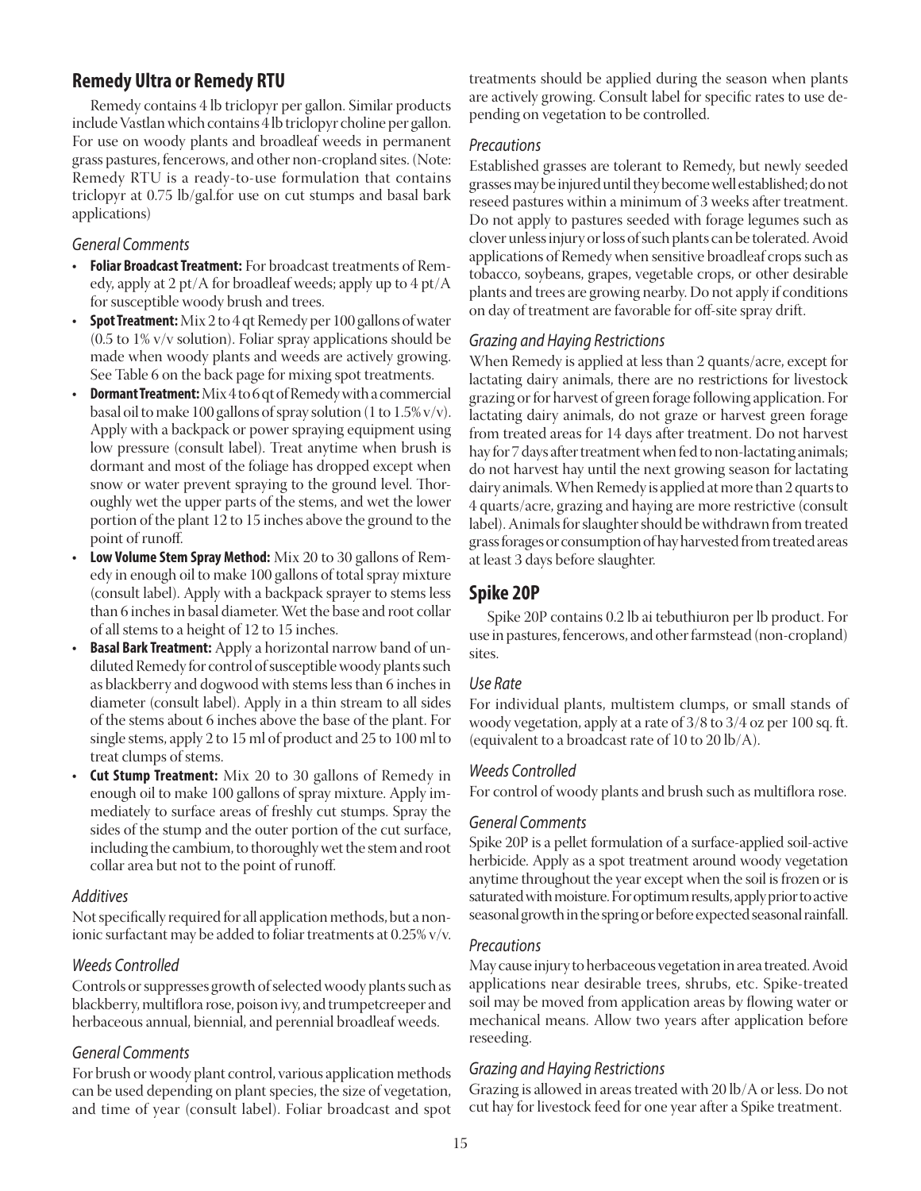## Remedy Ultra or Remedy RTU

Remedy contains 4 lb triclopyr per gallon. Similar products include Vastlan which contains 4 lb triclopyr choline per gallon. For use on woody plants and broadleaf weeds in permanent grass pastures, fencerows, and other non-cropland sites. (Note: Remedy RTU is a ready-to-use formulation that contains triclopyr at 0.75 lb/gal.for use on cut stumps and basal bark applications)

### *General Comments*

- **Foliar Broadcast Treatment:** For broadcast treatments of Remedy, apply at 2 pt/A for broadleaf weeds; apply up to 4 pt/A for susceptible woody brush and trees.
- **Spot Treatment:** Mix 2 to 4 qt Remedy per 100 gallons of water (0.5 to 1% v/v solution). Foliar spray applications should be made when woody plants and weeds are actively growing. See Table 6 on the back page for mixing spot treatments.
- **Dormant Treatment:** Mix 4 to 6 qt of Remedy with a commercial basal oil to make 100 gallons of spray solution (1 to 1.5% v/v). Apply with a backpack or power spraying equipment using low pressure (consult label). Treat anytime when brush is dormant and most of the foliage has dropped except when snow or water prevent spraying to the ground level. Thoroughly wet the upper parts of the stems, and wet the lower portion of the plant 12 to 15 inches above the ground to the point of runoff.
- **Low Volume Stem Spray Method:** Mix 20 to 30 gallons of Remedy in enough oil to make 100 gallons of total spray mixture (consult label). Apply with a backpack sprayer to stems less than 6 inches in basal diameter. Wet the base and root collar of all stems to a height of 12 to 15 inches.
- **Basal Bark Treatment:** Apply a horizontal narrow band of undiluted Remedy for control of susceptible woody plants such as blackberry and dogwood with stems less than 6 inches in diameter (consult label). Apply in a thin stream to all sides of the stems about 6 inches above the base of the plant. For single stems, apply 2 to 15 ml of product and 25 to 100 ml to treat clumps of stems.
- **Cut Stump Treatment:** Mix 20 to 30 gallons of Remedy in enough oil to make 100 gallons of spray mixture. Apply immediately to surface areas of freshly cut stumps. Spray the sides of the stump and the outer portion of the cut surface, including the cambium, to thoroughly wet the stem and root collar area but not to the point of runoff.

### *Additives*

Not specifically required for all application methods, but a nonionic surfactant may be added to foliar treatments at 0.25% v/v.

### *Weeds Controlled*

Controls or suppresses growth of selected woody plants such as blackberry, multiflora rose, poison ivy, and trumpetcreeper and herbaceous annual, biennial, and perennial broadleaf weeds.

### *General Comments*

For brush or woody plant control, various application methods can be used depending on plant species, the size of vegetation, and time of year (consult label). Foliar broadcast and spot treatments should be applied during the season when plants are actively growing. Consult label for specific rates to use depending on vegetation to be controlled.

### *Precautions*

Established grasses are tolerant to Remedy, but newly seeded grasses may be injured until they become well established; do not reseed pastures within a minimum of 3 weeks after treatment. Do not apply to pastures seeded with forage legumes such as clover unless injury or loss of such plants can be tolerated. Avoid applications of Remedy when sensitive broadleaf crops such as tobacco, soybeans, grapes, vegetable crops, or other desirable plants and trees are growing nearby. Do not apply if conditions on day of treatment are favorable for off-site spray drift.

### *Grazing and Haying Restrictions*

When Remedy is applied at less than 2 quants/acre, except for lactating dairy animals, there are no restrictions for livestock grazing or for harvest of green forage following application. For lactating dairy animals, do not graze or harvest green forage from treated areas for 14 days after treatment. Do not harvest hay for 7 days after treatment when fed to non-lactating animals; do not harvest hay until the next growing season for lactating dairy animals. When Remedy is applied at more than 2 quarts to 4 quarts/acre, grazing and haying are more restrictive (consult label). Animals for slaughter should be withdrawn from treated grass forages or consumption of hay harvested from treated areas at least 3 days before slaughter.

## Spike 20P

Spike 20P contains 0.2 lb ai tebuthiuron per lb product. For use in pastures, fencerows, and other farmstead (non-cropland) sites.

### *Use Rate*

For individual plants, multistem clumps, or small stands of woody vegetation, apply at a rate of 3/8 to 3/4 oz per 100 sq. ft. (equivalent to a broadcast rate of 10 to 20 lb/A).

### *Weeds Controlled*

For control of woody plants and brush such as multiflora rose.

### *General Comments*

Spike 20P is a pellet formulation of a surface-applied soil-active herbicide. Apply as a spot treatment around woody vegetation anytime throughout the year except when the soil is frozen or is saturated with moisture. For optimum results, apply prior to active seasonal growth in the spring or before expected seasonal rainfall.

### *Precautions*

May cause injury to herbaceous vegetation in area treated. Avoid applications near desirable trees, shrubs, etc. Spike-treated soil may be moved from application areas by flowing water or mechanical means. Allow two years after application before reseeding.

### *Grazing and Haying Restrictions*

Grazing is allowed in areas treated with 20 lb/A or less. Do not cut hay for livestock feed for one year after a Spike treatment.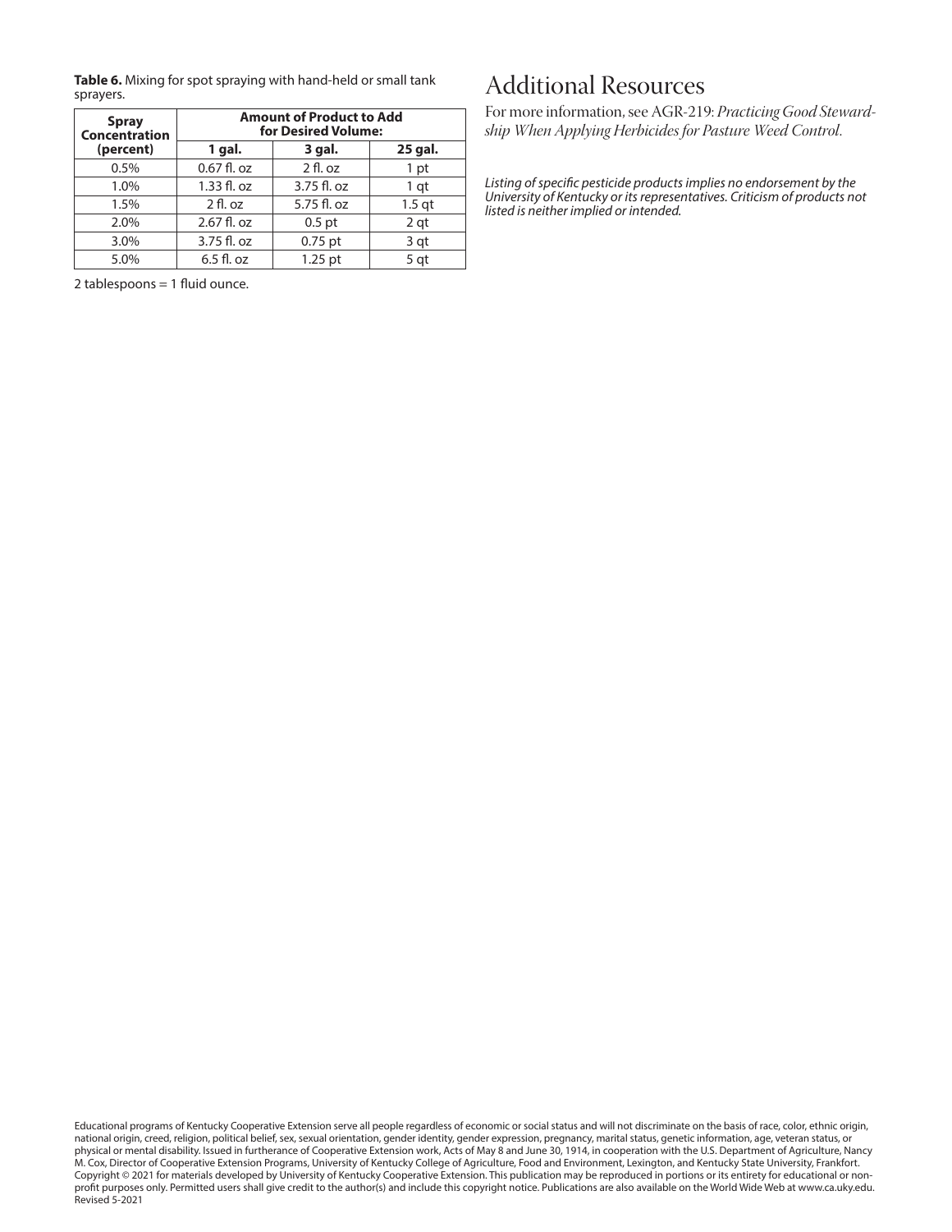**Table 6.** Mixing for spot spraying with hand-held or small tank sprayers.

| Spray Concentration (percent) | Amount of Product to Add for Desired Volume: | | |
|---|---|---|---|
| | 1 gal. | 3 gal. | 25 gal. |
| 0.5% | 0.67 fl. oz | 2 fl. oz | 1 pt |
| 1.0% | 1.33 fl. oz | 3.75 fl. oz | 1 qt |
| 1.5% | 2 fl. oz | 5.75 fl. oz | 1.5 qt |
| 2.0% | 2.67 fl. oz | 0.5 pt | 2 qt |
| 3.0% | 3.75 fl. oz | 0.75 pt | 3 qt |
| 5.0% | 6.5 fl. oz | 1.25 pt | 5 qt |

2 tablespoons = 1 fluid ounce.

# Additional Resources

For more information, see AGR-219: *Practicing Good Stewardship When Applying Herbicides for Pasture Weed Control.*

*Listing of specific pesticide products implies no endorsement by the University of Kentucky or its representatives. Criticism of products not listed is neither implied or intended.*

Educational programs of Kentucky Cooperative Extension serve all people regardless of economic or social status and will not discriminate on the basis of race, color, ethnic origin, national origin, creed, religion, political belief, sex, sexual orientation, gender identity, gender expression, pregnancy, marital status, genetic information, age, veteran status, or physical or mental disability. Issued in furtherance of Cooperative Extension work, Acts of May 8 and June 30, 1914, in cooperation with the U.S. Department of Agriculture, Nancy M. Cox, Director of Cooperative Extension Programs, University of Kentucky College of Agriculture, Food and Environment, Lexington, and Kentucky State University, Frankfort. Copyright © 2021 for materials developed by University of Kentucky Cooperative Extension. This publication may be reproduced in portions or its entirety for educational or nonprofit purposes only. Permitted users shall give credit to the author(s) and include this copyright notice. Publications are also available on the World Wide Web at www.ca.uky.edu.
Revised 5-2021